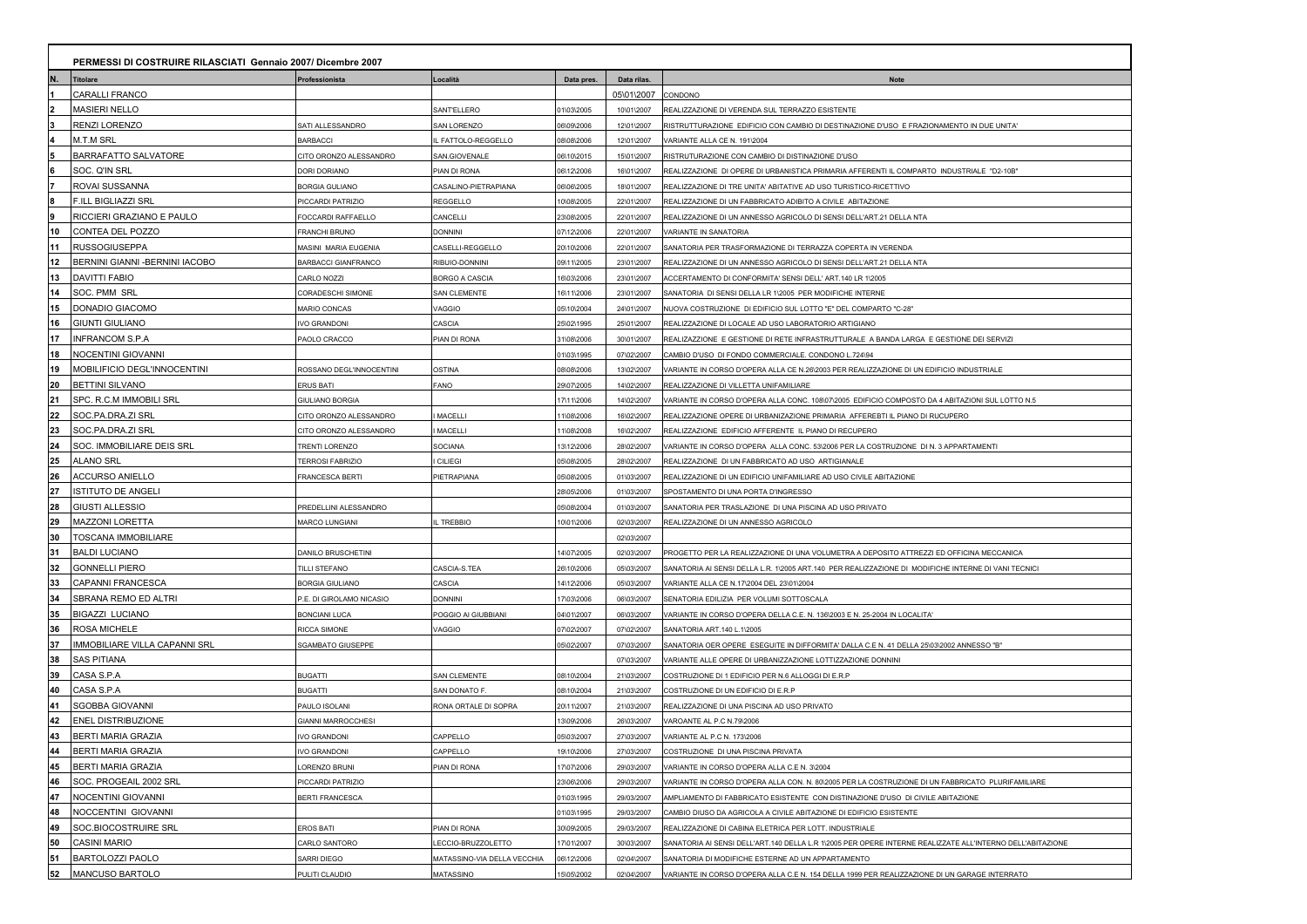## PERMESSI DI COSTRUIRE RILASCIATI Gennaio 2007/ Dicembre 2007

| N. | Titolare | Professionista | Località | Data pres. | Data rilas. | Note |
|---|---|---|---|---|---|---|
| 1 | CARALLI FRANCO | | | | 05\01\2007 | CONDONO |
| 2 | MASIERI NELLO | | SANT'ELLERO | 01\03\2005 | 10\01\2007 | REALIZZAZIONE DI VERENDA SUL TERRAZZO ESISTENTE |
| 3 | RENZI LORENZO | SATI ALLESSANDRO | SAN LORENZO | 06\09\2006 | 12\01\2007 | RISTRUTTURAZIONE EDIFICIO CON CAMBIO DI DESTINAZIONE D'USO E FRAZIONAMENTO IN DUE UNITA' |
| 4 | M.T.M SRL | BARBACCI | IL FATTOLO-REGGELLO | 08\08\2006 | 12\01\2007 | VARIANTE ALLA CE N. 191\2004 |
| 5 | BARRAFATTO SALVATORE | CITO ORONZO ALESSANDRO | SAN.GIOVENALE | 06\10\2015 | 15\01\2007 | RISTRUTURAZIONE CON CAMBIO DI DISTINAZIONE D'USO |
| 6 | SOC. Q'IN SRL | DORI DORIANO | PIAN DI RONA | 06\12\2006 | 16\01\2007 | REALIZZAZIONE DI OPERE DI URBANISTICA PRIMARIA AFFERENTI IL COMPARTO INDUSTRIALE "D2-10B" |
| 7 | ROVAI SUSSANNA | BORGIA GULIANO | CASALINO-PIETRAPIANA | 06\06\2005 | 18\01\2007 | REALIZZAZIONE DI TRE UNITA' ABITATIVE AD USO TURISTICO-RICETTIVO |
| 8 | F.ILL BIGLIAZZI SRL | PICCARDI PATRIZIO | REGGELLO | 10\08\2005 | 22\01\2007 | REALIZZAZIONE DI UN FABBRICATO ADIBITO A CIVILE ABITAZIONE |
| 9 | RICCIERI GRAZIANO E PAULO | FOCCARDI RAFFAELLO | CANCELLI | 23\08\2005 | 22\01\2007 | REALIZZAZIONE DI UN ANNESSO AGRICOLO DI SENSI DELL'ART.21 DELLA NTA |
| 10 | CONTEA DEL POZZO | FRANCHI BRUNO | DONNINI | 07\12\2006 | 22\01\2007 | VARIANTE IN SANATORIA |
| 11 | RUSSOGIUSEPPA | MASINI MARIA EUGENIA | CASELLI-REGGELLO | 20\10\2006 | 22\01\2007 | SANATORIA PER TRASFORMAZIONE DI TERRAZZA COPERTA IN VERENDA |
| 12 | BERNINI GIANNI -BERNINI IACOBO | BARBACCI GIANFRANCO | RIBUIO-DONNINI | 09\11\2005 | 23\01\2007 | REALIZZAZIONE DI UN ANNESSO AGRICOLO DI SENSI DELL'ART.21 DELLA NTA |
| 13 | DAVITTI FABIO | CARLO NOZZI | BORGO A CASCIA | 16\03\2006 | 23\01\2007 | ACCERTAMENTO DI CONFORMITA' SENSI DELL' ART.140 LR 1\2005 |
| 14 | SOC. PMM SRL | CORADESCHI SIMONE | SAN CLEMENTE | 16\11\2006 | 23\01\2007 | SANATORIA DI SENSI DELLA LR 1\2005 PER MODIFICHE INTERNE |
| 15 | DONADIO GIACOMO | MARIO CONCAS | VAGGIO | 05\10\2004 | 24\01\2007 | NUOVA COSTRUZIONE DI EDIFICIO SUL LOTTO "E" DEL COMPARTO "C-28" |
| 16 | GIUNTI GIULIANO | IVO GRANDONI | CASCIA | 25\02\1995 | 25\01\2007 | REALIZZAZIONE DI LOCALE AD USO LABORATORIO ARTIGIANO |
| 17 | INFRANCOM S.P.A | PAOLO CRACCO | PIAN DI RONA | 31\08\2006 | 30\01\2007 | REALIZZAZIONE E GESTIONE DI RETE INFRASTRUTTURALE A BANDA LARGA E GESTIONE DEI SERVIZI |
| 18 | NOCENTINI GIOVANNI | | | 01\03\1995 | 07\02\2007 | CAMBIO D'USO DI FONDO COMMERCIALE. CONDONO L.724\94 |
| 19 | MOBILIFICIO DEGL'INNOCENTINI | ROSSANO DEGL'INNOCENTINI | OSTINA | 08\08\2006 | 13\02\2007 | VARIANTE IN CORSO D'OPERA ALLA CE N.26\2003 PER REALIZZAZIONE DI UN EDIFICIO INDUSTRIALE |
| 20 | BETTINI SILVANO | ERUS BATI | FANO | 29\07\2005 | 14\02\2007 | REALIZZAZIONE DI VILLETTA UNIFAMILIARE |
| 21 | SPC. R.C.M IMMOBILI SRL | GIULIANO BORGIA | | 17\11\2006 | 14\02\2007 | VARIANTE IN CORSO D'OPERA ALLA CONC. 108\07\2005 EDIFICIO COMPOSTO DA 4 ABITAZIONI SUL LOTTO N.5 |
| 22 | SOC.PA.DRA.ZI SRL | CITO ORONZO ALESSANDRO | I MACELLI | 11\08\2006 | 16\02\2007 | REALIZZAZIONE OPERE DI URBANIZZAZIONE PRIMARIA AFFEREBTI IL PIANO DI RUCUPERO |
| 23 | SOC.PA.DRA.ZI SRL | CITO ORONZO ALESSANDRO | I MACELLI | 11\08\2008 | 16\02\2007 | REALIZZAZIONE EDIFICIO AFFERENTE IL PIANO DI RECUPERO |
| 24 | SOC. IMMOBILIARE DEIS SRL | TRENTI LORENZO | SOCIANA | 13\12\2006 | 28\02\2007 | VARIANTE IN CORSO D'OPERA ALLA CONC. 53\2006 PER LA COSTRUZIONE DI N. 3 APPARTAMENTI |
| 25 | ALANO SRL | TERROSI FABRIZIO | I CILIEGI | 05\08\2005 | 28\02\2007 | REALIZZAZIONE DI UN FABBRICATO AD USO ARTIGIANALE |
| 26 | ACCURSO ANIELLO | FRANCESCA BERTI | PIETRAPIANA | 05\08\2005 | 01\03\2007 | REALIZZAZIONE DI UN EDIFICIO UNIFAMILIARE AD USO CIVILE ABITAZIONE |
| 27 | ISTITUTO DE ANGELI | | | 28\05\2006 | 01\03\2007 | SPOSTAMENTO DI UNA PORTA D'INGRESSO |
| 28 | GIUSTI ALLESSIO | PREDELLINI ALESSANDRO | | 05\08\2004 | 01\03\2007 | SANATORIA PER TRASLAZIONE DI UNA PISCINA AD USO PRIVATO |
| 29 | MAZZONI LORETTA | MARCO LUNGIANI | IL TREBBIO | 10\01\2006 | 02\03\2007 | REALIZZAZIONE DI UN ANNESSO AGRICOLO |
| 30 | TOSCANA IMMOBILIARE | | | | 02\03\2007 | |
| 31 | BALDI LUCIANO | DANILO BRUSCHETINI | | 14\07\2005 | 02\03\2007 | PROGETTO PER LA REALIZZAZIONE DI UNA VOLUMETRA A DEPOSITO ATTREZZI ED OFFICINA MECCANICA |
| 32 | GONNELLI PIERO | TILLI STEFANO | CASCIA-S.TEA | 26\10\2006 | 05\03\2007 | SANATORIA AI SENSI DELLA L.R. 1\2005 ART.140 PER REALIZZAZIONE DI MODIFICHE INTERNE DI VANI TECNICI |
| 33 | CAPANNI FRANCESCA | BORGIA GIULIANO | CASCIA | 14\12\2006 | 05\03\2007 | VARIANTE ALLA CE N.17\2004 DEL 23\01\2004 |
| 34 | SBRANA REMO ED ALTRI | P.E. DI GIROLAMO NICASIO | DONNINI | 17\03\2006 | 06\03\2007 | SENATORIA EDILIZIA PER VOLUMI SOTTOSCALA |
| 35 | BIGAZZI LUCIANO | BONCIANI LUCA | POGGIO AI GIUBBIANI | 04\01\2007 | 06\03\2007 | VARIANTE IN CORSO D'OPERA DELLA C.E. N. 136\2003 E N. 25-2004 IN LOCALITA' |
| 36 | ROSA MICHELE | RICCA SIMONE | VAGGIO | 07\02\2007 | 07\02\2007 | SANATORIA ART.140 L.1\2005 |
| 37 | IMMOBILIARE VILLA CAPANNI SRL | SGAMBATO GIUSEPPE | | 05\02\2007 | 07\03\2007 | SANATORIA OER OPERE ESEGUITE IN DIFFORMITA' DALLA C.E N. 41 DELLA 25\03\2002 ANNESSO "B" |
| 38 | SAS PITIANA | | | | 07\03\2007 | VARIANTE ALLE OPERE DI URBANIZZAZIONE LOTTIZZAZIONE DONNINI |
| 39 | CASA S.P.A | BUGATTI | SAN CLEMENTE | 08\10\2004 | 21\03\2007 | COSTRUZIONE DI 1 EDIFICIO PER N.6 ALLOGGI DI E.R.P |
| 40 | CASA S.P.A | BUGATTI | SAN DONATO F. | 08\10\2004 | 21\03\2007 | COSTRUZIONE DI UN EDIFICIO DI E.R.P |
| 41 | SGOBBA GIOVANNI | PAULO ISOLANI | RONA ORTALE DI SOPRA | 20\11\2007 | 21\03\2007 | REALIZZAZIONE DI UNA PISCINA AD USO PRIVATO |
| 42 | ENEL DISTRIBUZIONE | GIANNI MARROCCHESI | | 13\09\2006 | 26\03\2007 | VAROANTE AL P.C N.79\2006 |
| 43 | BERTI MARIA GRAZIA | IVO GRANDONI | CAPPELLO | 05\03\2007 | 27\03\2007 | VARIANTE AL P.C N. 173\2006 |
| 44 | BERTI MARIA GRAZIA | IVO GRANDONI | CAPPELLO | 19\10\2006 | 27\03\2007 | COSTRUZIONE DI UNA PISCINA PRIVATA |
| 45 | BERTI MARIA GRAZIA | LORENZO BRUNI | PIAN DI RONA | 17\07\2006 | 29\03\2007 | VARIANTE IN CORSO D'OPERA ALLA C.E N. 3\2004 |
| 46 | SOC. PROGEAIL 2002 SRL | PICCARDI PATRIZIO | | 23\06\2006 | 29\03\2007 | VARIANTE IN CORSO D'OPERA ALLA CON. N. 80\2005 PER LA COSTRUZIONE DI UN FABBRICATO PLURIFAMILIARE |
| 47 | NOCENTINI GIOVANNI | BERTI FRANCESCA | | 01\03\1995 | 29\03\2007 | AMPLIAMENTO DI FABBRICATO ESISTENTE CON DISTINAZIONE D'USO DI CIVILE ABITAZIONE |
| 48 | NOCCENTINI GIOVANNI | | | 01\03\1995 | 29\03\2007 | CAMBIO DIUSO DA AGRICOLA A CIVILE ABITAZIONE DI EDIFICIO ESISTENTE |
| 49 | SOC.BIOCOSTRUIRE SRL | EROS BATI | PIAN DI RONA | 30\09\2005 | 29\03\2007 | REALIZZAZIONE DI CABINA ELETRICA PER LOTT. INDUSTRIALE |
| 50 | CASINI MARIO | CARLO SANTORO | LECCIO-BRUZZOLETTO | 17\01\2007 | 30\03\2007 | SANATORIA AI SENSI DELL'ART.140 DELLA L.R 1\2005 PER OPERE INTERNE REALIZZATE ALL'INTERNO DELL'ABITAZIONE |
| 51 | BARTOLOZZI PAOLO | SARRI DIEGO | MATASSINO-VIA DELLA VECCHIA | 06\12\2006 | 02\04\2007 | SANATORIA DI MODIFICHE ESTERNE AD UN APPARTAMENTO |
| 52 | MANCUSO BARTOLO | PULITI CLAUDIO | MATASSINO | 15\05\2002 | 02\04\2007 | VARIANTE IN CORSO D'OPERA ALLA C.E N. 154 DELLA 1999 PER REALIZZAZIONE DI UN GARAGE INTERRATO |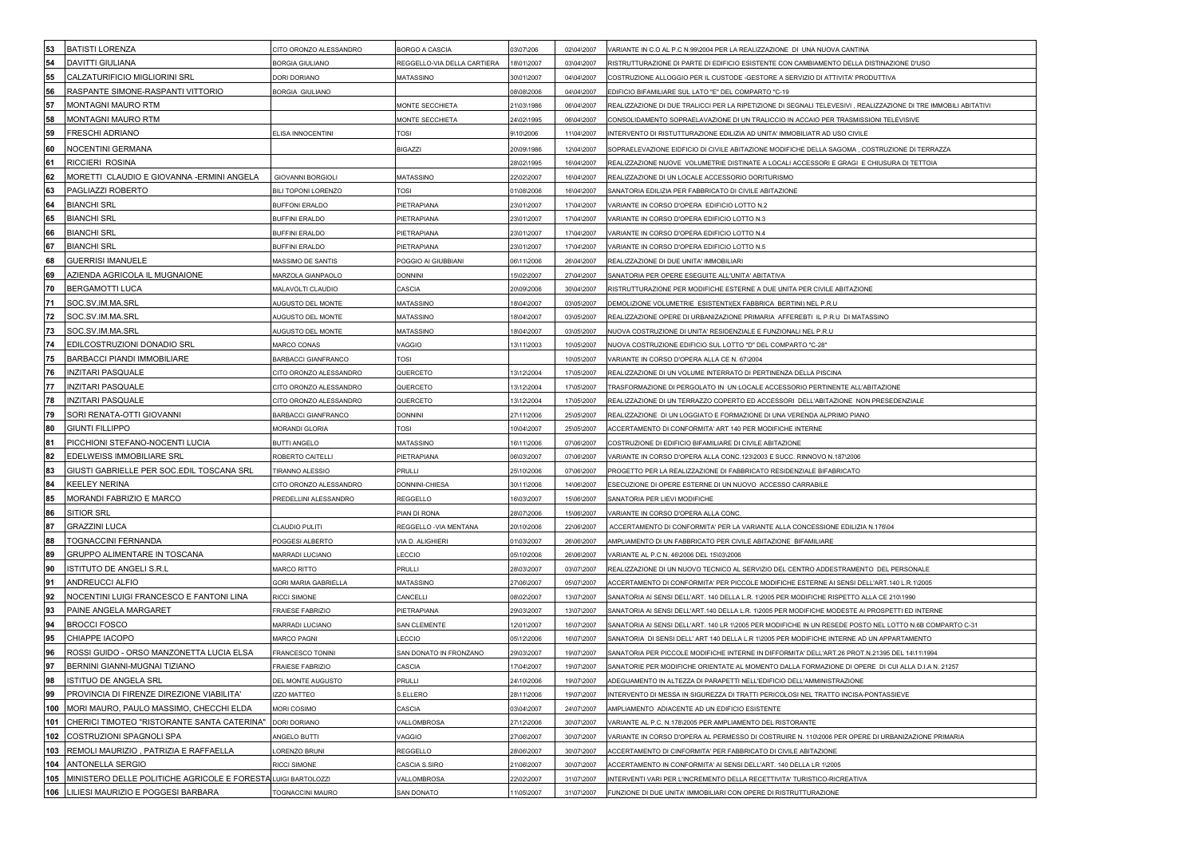| | | | | | | |
|---|---|---|---|---|---|---|
| 53 | BATISTI LORENZA | CITO ORONZO ALESSANDRO | BORGO A CASCIA | 03\07\206 | 02\04\2007 | VARIANTE IN C.O AL P.C N.99\2004 PER LA REALIZZAZIONE DI UNA NUOVA CANTINA |
| 54 | DAVITTI GIULIANA | BORGIA GIULIANO | REGGELLO-VIA DELLA CARTIERA | 18\01\2007 | 03\04\2007 | RISTRUTTURAZIONE DI PARTE DI EDIFICIO ESISTENTE CON CAMBIAMENTO DELLA DISTINAZIONE D'USO |
| 55 | CALZATURIFICIO MIGLIORINI SRL | DORI DORIANO | MATASSINO | 30\01\2007 | 04\04\2007 | COSTRUZIONE ALLOGGIO PER IL CUSTODE -GESTORE A SERVIZIO DI ATTIVITA' PRODUTTIVA |
| 56 | RASPANTE SIMONE-RASPANTI VITTORIO | BORGIA GIULIANO | | 08\08\2006 | 04\04\2007 | EDIFICIO BIFAMILIARE SUL LATO "E" DEL COMPARTO "C-19 |
| 57 | MONTAGNI MAURO RTM | | MONTE SECCHIETA | 21\03\1986 | 06\04\2007 | REALIZZAZIONE DI DUE TRALICCI PER LA RIPETIZIONE DI SEGNALI TELEVESIVI , REALIZZAZIONE DI TRE IMMOBILI ABITATIVI |
| 58 | MONTAGNI MAURO RTM | | MONTE SECCHIETA | 24\02\1995 | 06\04\2007 | CONSOLIDAMENTO SOPRAELAVAZIONE DI UN TRALICCIO IN ACCAIO PER TRASMISSIONI TELEVISIVE |
| 59 | FRESCHI ADRIANO | ELISA INNOCENTINI | TOSI | 9\10\2006 | 11\04\2007 | INTERVENTO DI RISTUTTURAZIONE EDILIZIA AD UNITA' IMMOBILIATR AD USO CIVILE |
| 60 | NOCENTINI GERMANA | | BIGAZZI | 20\09\1986 | 12\04\2007 | SOPRAELEVAZIONE EIDFICIO DI CIVILE ABITAZIONE MODIFICHE DELLA SAGOMA , COSTRUZIONE DI TERRAZZA |
| 61 | RICCIERI ROSINA | | | 28\02\1995 | 16\04\2007 | REALIZZAZIONE NUOVE VOLUMETRIE DISTINATE A LOCALI ACCESSORI E GRAGI E CHIUSURA DI TETTOIA |
| 62 | MORETTI CLAUDIO E GIOVANNA -ERMINI ANGELA | GIOVANNI BORGIOLI | MATASSINO | 22\02\2007 | 16\04\2007 | REALIZZAZIONE DI UN LOCALE ACCESSORIO DORITURISMO |
| 63 | PAGLIAZZI ROBERTO | BILI TOPONI LORENZO | TOSI | 01\08\2006 | 16\04\2007 | SANATORIA EDILIZIA PER FABBRICATO DI CIVILE ABITAZIONE |
| 64 | BIANCHI SRL | BUFFONI ERALDO | PIETRAPIANA | 23\01\2007 | 17\04\2007 | VARIANTE IN CORSO D'OPERA EDIFICIO LOTTO N.2 |
| 65 | BIANCHI SRL | BUFFINI ERALDO | PIETRAPIANA | 23\01\2007 | 17\04\2007 | VARIANTE IN CORSO D'OPERA EDIFICIO LOTTO N.3 |
| 66 | BIANCHI SRL | BUFFINI ERALDO | PIETRAPIANA | 23\01\2007 | 17\04\2007 | VARIANTE IN CORSO D'OPERA EDIFICIO LOTTO N.4 |
| 67 | BIANCHI SRL | BUFFINI ERALDO | PIETRAPIANA | 23\01\2007 | 17\04\2007 | VARIANTE IN CORSO D'OPERA EDIFICIO LOTTO N.5 |
| 68 | GUERRISI IMANUELE | MASSIMO DE SANTIS | POGGIO AI GIUBBIANI | 06\11\2006 | 26\04\2007 | REALIZZAZIONE DI DUE UNITA' IMMOBILIARI |
| 69 | AZIENDA AGRICOLA IL MUGNAIONE | MARZOLA GIANPAOLO | DONNINI | 15\02\2007 | 27\04\2007 | SANATORIA PER OPERE ESEGUITE ALL'UNITA' ABITATIVA |
| 70 | BERGAMOTTI LUCA | MALAVOLTI CLAUDIO | CASCIA | 20\09\2006 | 30\04\2007 | RISTRUTTURAZIONE PER MODIFICHE ESTERNE A DUE UNITA PER CIVILE ABITAZIONE |
| 71 | SOC.SV.IM.MA.SRL | AUGUSTO DEL MONTE | MATASSINO | 18\04\2007 | 03\05\2007 | DEMOLIZIONE VOLUMETRIE ESISTENTI(EX FABBRICA BERTINI) NEL P.R.U |
| 72 | SOC.SV.IM.MA.SRL | AUGUSTO DEL MONTE | MATASSINO | 18\04\2007 | 03\05\2007 | REALIZZAZIONE OPERE DI URBANIZAZIONE PRIMARIA AFFEREBTI IL P.R.U DI MATASSINO |
| 73 | SOC.SV.IM.MA.SRL | AUGUSTO DEL MONTE | MATASSINO | 18\04\2007 | 03\05\2007 | NUOVA COSTRUZIONE DI UNITA' RESIDENZIALE E FUNZIONALI NEL P.R.U |
| 74 | EDILCOSTRUZIONI DONADIO SRL | MARCO CONAS | VAGGIO | 13\11\2003 | 10\05\2007 | NUOVA COSTRUZIONE EDIFICIO SUL LOTTO "D" DEL COMPARTO "C-28" |
| 75 | BARBACCI PIANDI IMMOBILIARE | BARBACCI GIANFRANCO | TOSI | | 10\05\2007 | VARIANTE IN CORSO D'OPERA ALLA CE N. 67\2004 |
| 76 | INZITARI PASQUALE | CITO ORONZO ALESSANDRO | QUERCETO | 13\12\2004 | 17\05\2007 | REALIZZAZIONE DI UN VOLUME INTERRATO DI PERTINENZA DELLA PISCINA |
| 77 | INZITARI PASQUALE | CITO ORONZO ALESSANDRO | QUERCETO | 13\12\2004 | 17\05\2007 | TRASFORMAZIONE DI PERGOLATO IN UN LOCALE ACCESSORIO PERTINENTE ALL'ABITAZIONE |
| 78 | INZITARI PASQUALE | CITO ORONZO ALESSANDRO | QUERCETO | 13\12\2004 | 17\05\2007 | REALIZZAZIONE DI UN TERRAZZO COPERTO ED ACCESSORI DELL'ABITAZIONE NON PRESEDENZIALE |
| 79 | SORI RENATA-OTTI GIOVANNI | BARBACCI GIANFRANCO | DONNINI | 27\11\2006 | 25\05\2007 | REALIZZAZIONE DI UN LOGGIATO E FORMAZIONE DI UNA VERENDA ALPRIMO PIANO |
| 80 | GIUNTI FILLIPPO | MORANDI GLORIA | TOSI | 10\04\2007 | 25\05\2007 | ACCERTAMENTO DI CONFORMITA' ART 140 PER MODIFICHE INTERNE |
| 81 | PICCHIONI STEFANO-NOCENTI LUCIA | BUTTI ANGELO | MATASSINO | 16\11\2006 | 07\06\2007 | COSTRUZIONE DI EDIFICIO BIFAMILIARE DI CIVILE ABITAZIONE |
| 82 | EDELWEISS IMMOBILIARE SRL | ROBERTO CAITELLI | PIETRAPIANA | 06\03\2007 | 07\06\2007 | VARIANTE IN CORSO D'OPERA ALLA CONC.123\2003 E SUCC. RINNOVO N.187\2006 |
| 83 | GIUSTI GABRIELLE PER SOC.EDIL TOSCANA SRL | TIRANNO ALESSIO | PRULLI | 25\10\2006 | 07\06\2007 | PROGETTO PER LA REALIZZAZIONE DI FABBRICATO RESIDENZIALE BIFABRICATO |
| 84 | KEELEY NERINA | CITO ORONZO ALESSANDRO | DONNINI-CHIESA | 30\11\2006 | 14\06\2007 | ESECUZIONE DI OPERE ESTERNE DI UN NUOVO ACCESSO CARRABILE |
| 85 | MORANDI FABRIZIO E MARCO | PREDELLINI ALESSANDRO | REGGELLO | 16\03\2007 | 15\06\2007 | SANATORIA PER LIEVI MODIFICHE |
| 86 | SITIOR SRL | | PIAN DI RONA | 28\07\2006 | 15\06\2007 | VARIANTE IN CORSO D'OPERA ALLA CONC. |
| 87 | GRAZZINI LUCA | CLAUDIO PULITI | REGGELLO -VIA MENTANA | 20\10\2006 | 22\06\2007 | ACCERTAMENTO DI CONFORMITA' PER LA VARIANTE ALLA CONCESSIONE EDILIZIA N.176\04 |
| 88 | TOGNACCINI FERNANDA | POGGESI ALBERTO | VIA D. ALIGHIERI | 01\03\2007 | 26\06\2007 | AMPLIAMENTO DI UN FABBRICATO PER CIVILE ABITAZIONE BIFAMILIARE |
| 89 | GRUPPO ALIMENTARE IN TOSCANA | MARRADI LUCIANO | LECCIO | 05\10\2006 | 26\06\2007 | VARIANTE AL P.C N. 46\2006 DEL 15\03\2006 |
| 90 | ISTITUTO DE ANGELI S.R.L | MARCO RITTO | PRULLI | 28\03\2007 | 03\07\2007 | REALIZZAZIONE DI UN NUOVO TECNICO AL SERVIZIO DEL CENTRO ADDESTRAMENTO DEL PERSONALE |
| 91 | ANDREUCCI ALFIO | GORI MARIA GABRIELLA | MATASSINO | 27\06\2007 | 05\07\2007 | ACCERTAMENTO DI CONFORMITA' PER PICCOLE MODIFICHE ESTERNE AI SENSI DELL'ART.140 L.R.1\2005 |
| 92 | NOCENTINI LUIGI FRANCESCO E FANTONI LINA | RICCI SIMONE | CANCELLI | 08\02\2007 | 13\07\2007 | SANATORIA AI SENSI DELL'ART. 140 DELLA L.R. 1\2005 PER MODIFICHE RISPETTO ALLA CE 210\1990 |
| 93 | PAINE ANGELA MARGARET | FRAIESE FABRIZIO | PIETRAPIANA | 29\03\2007 | 13\07\2007 | SANATORIA AI SENSI DELL'ART.140 DELLA L.R. 1\2005 PER MODIFICHE MODESTE AI PROSPETTI ED INTERNE |
| 94 | BROCCI FOSCO | MARRADI LUCIANO | SAN CLEMENTE | 12\01\2007 | 16\07\2007 | SANATORIA AI SENSI DELL'ART. 140 LR 1\2005 PER MODIFICHE IN UN RESEDE POSTO NEL LOTTO N.6B COMPARTO C-31 |
| 95 | CHIAPPE IACOPO | MARCO PAGNI | LECCIO | 05\12\2006 | 16\07\2007 | SANATORIA DI SENSI DELL' ART 140 DELLA L.R 1\2005 PER MODIFICHE INTERNE AD UN APPARTAMENTO |
| 96 | ROSSI GUIDO - ORSO MANZONETTA LUCIA ELSA | FRANCESCO TONINI | SAN DONATO IN FRONZANO | 29\03\2007 | 19\07\2007 | SANATORIA PER PICCOLE MODIFICHE INTERNE IN DIFFORMITA' DELL'ART.26 PROT.N.21395 DEL 14\11\1994 |
| 97 | BERNINI GIANNI-MUGNAI TIZIANO | FRAIESE FABRIZIO | CASCIA | 17\04\2007 | 19\07\2007 | SANATORIE PER MODIFICHE ORIENTATE AL MOMENTO DALLA FORMAZIONE DI OPERE DI CUI ALLA D.I.A N. 21257 |
| 98 | ISTITUO DE ANGELA SRL | DEL MONTE AUGUSTO | PRULLI | 24\10\2006 | 19\07\2007 | ADEGUAMENTO IN ALTEZZA DI PARAPETTI NELL'EDIFICIO DELL'AMMINISTRAZIONE |
| 99 | PROVINCIA DI FIRENZE DIREZIONE VIABILITA' | IZZO MATTEO | S.ELLERO | 28\11\2006 | 19\07\2007 | INTERVENTO DI MESSA IN SIGUREZZA DI TRATTI PERICOLOSI NEL TRATTO INCISA-PONTASSIEVE |
| 100 | MORI MAURO, PAULO MASSIMO, CHECCHI ELDA | MORI COSIMO | CASCIA | 03\04\2007 | 24\07\2007 | AMPLIAMENTO ADIACENTE AD UN EDIFICIO ESISTENTE |
| 101 | CHERICI TIMOTEO "RISTORANTE SANTA CATERINA" | DORI DORIANO | VALLOMBROSA | 27\12\2006 | 30\07\2007 | VARIANTE AL P.C. N.178\2005 PER AMPLIAMENTO DEL RISTORANTE |
| 102 | COSTRUZIONI SPAGNOLI SPA | ANGELO BUTTI | VAGGIO | 27\06\2007 | 30\07\2007 | VARIANTE IN CORSO D'OPERA AL PERMESSO DI COSTRUIRE N. 110\2006 PER OPERE DI URBANIZAZIONE PRIMARIA |
| 103 | REMOLI MAURIZIO , PATRIZIA E RAFFAELLA | LORENZO BRUNI | REGGELLO | 28\06\2007 | 30\07\2007 | ACCERTAMENTO DI CINFORMITA' PER FABBRICATO DI CIVILE ABITAZIONE |
| 104 | ANTONELLA SERGIO | RICCI SIMONE | CASCIA S.SIRO | 21\06\2007 | 30\07\2007 | ACCERTAMENTO IN CONFORMITA' AI SENSI DELL'ART. 140 DELLA LR 1\2005 |
| 105 | MINISTERO DELLE POLITICHE AGRICOLE E FORESTA | LUIGI BARTOLOZZI | VALLOMBROSA | 22\02\2007 | 31\07\2007 | INTERVENTI VARI PER L'INCREMENTO DELLA RECETTIVITA' TURISTICO-RICREATIVA |
| 106 | LILIESI MAURIZIO E POGGESI BARBARA | TOGNACCINI MAURO | SAN DONATO | 11\05\2007 | 31\07\2007 | FUNZIONE DI DUE UNITA' IMMOBILIARI CON OPERE DI RISTRUTTURAZIONE |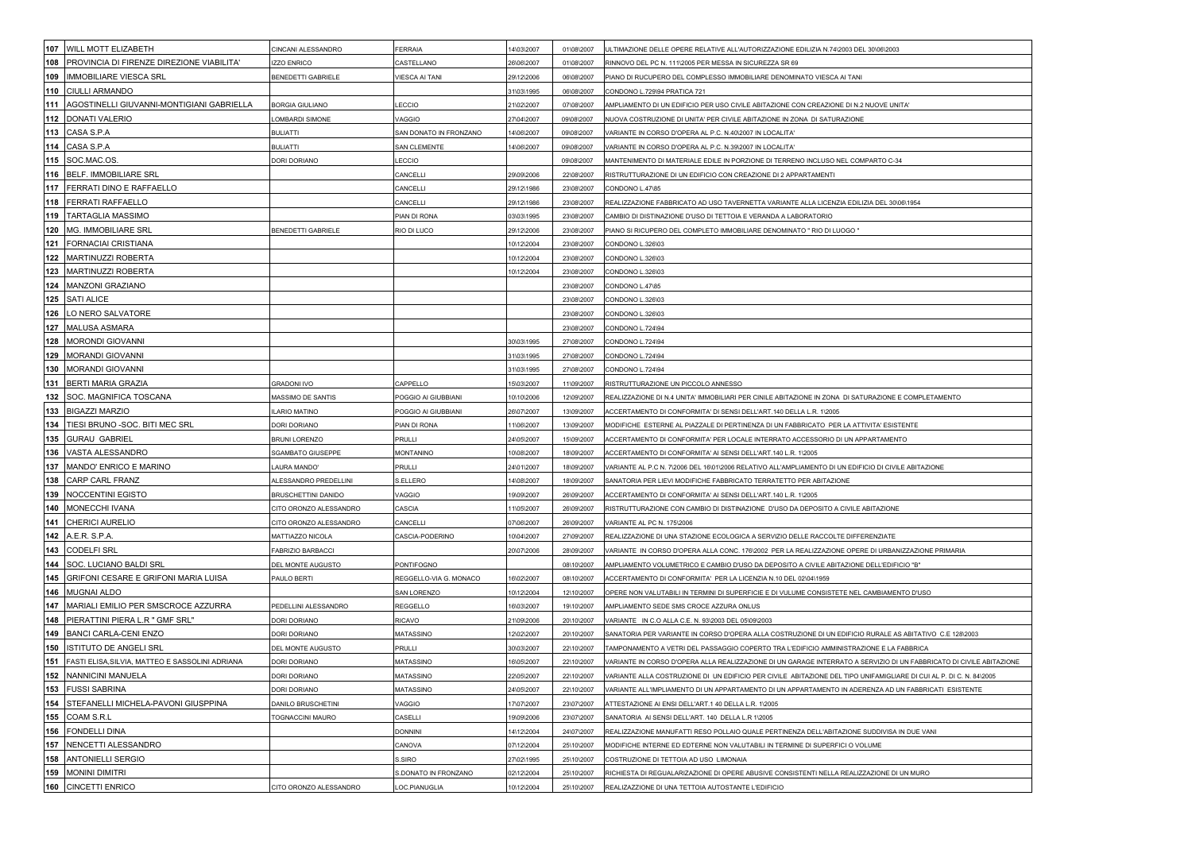| | | | | | | |
|---|---|---|---|---|---|---|
| 107 | WILL MOTT ELIZABETH | CINCANI ALESSANDRO | FERRAIA | 14\03\2007 | 01\08\2007 | ULTIMAZIONE DELLE OPERE RELATIVE ALL'AUTORIZZAZIONE EDILIZIA N.74\2003 DEL 30\06\2003 |
| 108 | PROVINCIA DI FIRENZE DIREZIONE VIABILITA' | IZZO ENRICO | CASTELLANO | 26\06\2007 | 01\08\2007 | RINNOVO DEL PC N. 111\2005 PER MESSA IN SICUREZZA SR 69 |
| 109 | IMMOBILIARE VIESCA SRL | BENEDETTI GABRIELE | VIESCA AI TANI | 29\12\2006 | 06\08\2007 | PIANO DI RUCUPERO DEL COMPLESSO IMMOBILIARE DENOMINATO VIESCA AI TANI |
| 110 | CIULLI ARMANDO | | | 31\03\1995 | 06\08\2007 | CONDONO L.729\94 PRATICA 721 |
| 111 | AGOSTINELLI GIUVANNI-MONTIGIANI GABRIELLA | BORGIA GIULIANO | LECCIO | 21\02\2007 | 07\08\2007 | AMPLIAMENTO DI UN EDIFICIO PER USO CIVILE ABITAZIONE CON CREAZIONE DI N.2 NUOVE UNITA' |
| 112 | DONATI VALERIO | LOMBARDI SIMONE | VAGGIO | 27\04\2007 | 09\08\2007 | NUOVA COSTRUZIONE DI UNITA' PER CIVILE ABITAZIONE IN ZONA DI SATURAZIONE |
| 113 | CASA S.P.A | BULIATTI | SAN DONATO IN FRONZANO | 14\06\2007 | 09\08\2007 | VARIANTE IN CORSO D'OPERA AL P.C. N.40\2007 IN LOCALITA' |
| 114 | CASA S.P.A | BULIATTI | SAN CLEMENTE | 14\06\2007 | 09\08\2007 | VARIANTE IN CORSO D'OPERA AL P.C. N.39\2007 IN LOCALITA' |
| 115 | SOC.MAC.OS. | DORI DORIANO | LECCIO | | 09\08\2007 | MANTENIMENTO DI MATERIALE EDILE IN PORZIONE DI TERRENO INCLUSO NEL COMPARTO C-34 |
| 116 | BELF. IMMOBILIARE SRL | | CANCELLI | 29\09\2006 | 22\08\2007 | RISTRUTTURAZIONE DI UN EDIFICIO CON CREAZIONE DI 2 APPARTAMENTI |
| 117 | FERRATI DINO E RAFFAELLO | | CANCELLI | 29\12\1986 | 23\08\2007 | CONDONO L.47\85 |
| 118 | FERRATI RAFFAELLO | | CANCELLI | 29\12\1986 | 23\08\2007 | REALIZZAZIONE FABBRICATO AD USO TAVERNETTA VARIANTE ALLA LICENZIA EDILIZIA DEL 30\06\1954 |
| 119 | TARTAGLIA MASSIMO | | PIAN DI RONA | 03\03\1995 | 23\08\2007 | CAMBIO DI DISTINAZIONE D'USO DI TETTOIA E VERANDA A LABORATORIO |
| 120 | MG. IMMOBILIARE SRL | BENEDETTI GABRIELE | RIO DI LUCO | 29\12\2006 | 23\08\2007 | PIANO SI RICUPERO DEL COMPLETO IMMOBILIARE DENOMINATO " RIO DI LUOGO " |
| 121 | FORNACIAI CRISTIANA | | | 10\12\2004 | 23\08\2007 | CONDONO L.326\03 |
| 122 | MARTINUZZI ROBERTA | | | 10\12\2004 | 23\08\2007 | CONDONO L.326\03 |
| 123 | MARTINUZZI ROBERTA | | | 10\12\2004 | 23\08\2007 | CONDONO L.326\03 |
| 124 | MANZONI GRAZIANO | | | | 23\08\2007 | CONDONO L.47\85 |
| 125 | SATI ALICE | | | | 23\08\2007 | CONDONO L.326\03 |
| 126 | LO NERO SALVATORE | | | | 23\08\2007 | CONDONO L.326\03 |
| 127 | MALUSA ASMARA | | | | 23\08\2007 | CONDONO L.724\94 |
| 128 | MORONDI GIOVANNI | | | 30\03\1995 | 27\08\2007 | CONDONO L.724\94 |
| 129 | MORANDI GIOVANNI | | | 31\03\1995 | 27\08\2007 | CONDONO L.724\94 |
| 130 | MORANDI GIOVANNI | | | 31\03\1995 | 27\08\2007 | CONDONO L.724\94 |
| 131 | BERTI MARIA GRAZIA | GRADONI IVO | CAPPELLO | 15\03\2007 | 11\09\2007 | RISTRUTTURAZIONE UN PICCOLO ANNESSO |
| 132 | SOC. MAGNIFICA TOSCANA | MASSIMO DE SANTIS | POGGIO AI GIUBBIANI | 10\10\2006 | 12\09\2007 | REALIZZAZIONE DI N.4 UNITA' IMMOBILIARI PER CINILE ABITAZIONE IN ZONA DI SATURAZIONE E COMPLETAMENTO |
| 133 | BIGAZZI MARZIO | ILARIO MATINO | POGGIO AI GIUBBIANI | 26\07\2007 | 13\09\2007 | ACCERTAMENTO DI CONFORMITA' DI SENSI DELL'ART.140 DELLA L.R. 1\2005 |
| 134 | TIESI BRUNO -SOC. BITI MEC SRL | DORI DORIANO | PIAN DI RONA | 11\06\2007 | 13\09\2007 | MODIFICHE ESTERNE AL PIAZZALE DI PERTINENZA DI UN FABBRICATO PER LA ATTIVITA' ESISTENTE |
| 135 | GURAU GABRIEL | BRUNI LORENZO | PRULLI | 24\05\2007 | 15\09\2007 | ACCERTAMENTO DI CONFORMITA' PER LOCALE INTERRATO ACCESSORIO DI UN APPARTAMENTO |
| 136 | VASTA ALESSANDRO | SGAMBATO GIUSEPPE | MONTANINO | 10\08\2007 | 18\09\2007 | ACCERTAMENTO DI CONFORMITA' AI SENSI DELL'ART.140 L.R. 1\2005 |
| 137 | MANDO' ENRICO E MARINO | LAURA MANDO' | PRULLI | 24\01\2007 | 18\09\2007 | VARIANTE AL P.C N. 7\2006 DEL 16\01\2006 RELATIVO ALL'AMPLIAMENTO DI UN EDIFICIO DI CIVILE ABITAZIONE |
| 138 | CARP CARL FRANZ | ALESSANDRO PREDELLINI | S.ELLERO | 14\08\2007 | 18\09\2007 | SANATORIA PER LIEVI MODIFICHE FABBRICATO TERRATETTO PER ABITAZIONE |
| 139 | NOCCENTINI EGISTO | BRUSCHETTINI DANIDO | VAGGIO | 19\09\2007 | 26\09\2007 | ACCERTAMENTO DI CONFORMITA' AI SENSI DELL'ART.140 L.R. 1\2005 |
| 140 | MONECCHI IVANA | CITO ORONZO ALESSANDRO | CASCIA | 11\05\2007 | 26\09\2007 | RISTRUTTURAZIONE CON CAMBIO DI DISTINAZIONE D'USO DA DEPOSITO A CIVILE ABITAZIONE |
| 141 | CHERICI AURELIO | CITO ORONZO ALESSANDRO | CANCELLI | 07\06\2007 | 26\09\2007 | VARIANTE AL PC N. 175\2006 |
| 142 | A.E.R. S.P.A. | MATTIAZZO NICOLA | CASCIA-PODERINO | 10\04\2007 | 27\09\2007 | REALIZZAZIONE DI UNA STAZIONE ECOLOGICA A SERVIZIO DELLE RACCOLTE DIFFERENZIATE |
| 143 | CODELFI SRL | FABRIZIO BARBACCI | | 20\07\2006 | 28\09\2007 | VARIANTE IN CORSO D'OPERA ALLA CONC. 176\2002 PER LA REALIZZAZIONE OPERE DI URBANIZZAZIONE PRIMARIA |
| 144 | SOC. LUCIANO BALDI SRL | DEL MONTE AUGUSTO | PONTIFOGNO | | 08\10\2007 | AMPLIAMENTO VOLUMETRICO E CAMBIO D'USO DA DEPOSITO A CIVILE ABITAZIONE DELL'EDIFICIO "B" |
| 145 | GRIFONI CESARE E GRIFONI MARIA LUISA | PAULO BERTI | REGGELLO-VIA G. MONACO | 16\02\2007 | 08\10\2007 | ACCERTAMENTO DI CONFORMITA' PER LA LICENZIA N.10 DEL 02\04\1959 |
| 146 | MUGNAI ALDO | | SAN LORENZO | 10\12\2004 | 12\10\2007 | OPERE NON VALUTABILI IN TERMINI DI SUPERFICIE E DI VULUME CONSISTETE NEL CAMBIAMENTO D'USO |
| 147 | MARIALI EMILIO PER SMSCROCE AZZURRA | PEDELLINI ALESSANDRO | REGGELLO | 16\03\2007 | 19\10\2007 | AMPLIAMENTO SEDE SMS CROCE AZZURA ONLUS |
| 148 | PIERATTINI PIERA L.R " GMF SRL" | DORI DORIANO | RICAVO | 21\09\2006 | 20\10\2007 | VARIANTE IN C.O ALLA C.E. N. 93\2003 DEL 05\09\2003 |
| 149 | BANCI CARLA-CENI ENZO | DORI DORIANO | MATASSINO | 12\02\2007 | 20\10\2007 | SANATORIA PER VARIANTE IN CORSO D'OPERA ALLA COSTRUZIONE DI UN EDIFICIO RURALE AS ABITATIVO C.E 128\2003 |
| 150 | ISTITUTO DE ANGELI SRL | DEL MONTE AUGUSTO | PRULLI | 30\03\2007 | 22\10\2007 | TAMPONAMENTO A VETRI DEL PASSAGGIO COPERTO TRA L'EDIFICIO AMMINISTRAZIONE E LA FABBRICA |
| 151 | FASTI ELISA,SILVIA, MATTEO E SASSOLINI ADRIANA | DORI DORIANO | MATASSINO | 16\05\2007 | 22\10\2007 | VARIANTE IN CORSO D'OPERA ALLA REALIZZAZIONE DI UN GARAGE INTERRATO A SERVIZIO DI UN FABBRICATO DI CIVILE ABITAZIONE |
| 152 | NANNICINI MANUELA | DORI DORIANO | MATASSINO | 22\05\2007 | 22\10\2007 | VARIANTE ALLA COSTRUZIONE DI UN EDIFICIO PER CIVILE ABITAZIONE DEL TIPO UNIFAMIGLIARE DI CUI AL P. DI C. N. 84\2005 |
| 153 | FUSSI SABRINA | DORI DORIANO | MATASSINO | 24\05\2007 | 22\10\2007 | VARIANTE ALL'IMPLIAMENTO DI UN APPARTAMENTO DI UN APPARTAMENTO IN ADERENZA AD UN FABBRICATI ESISTENTE |
| 154 | STEFANELLI MICHELA-PAVONI GIUSPPINA | DANILO BRUSCHETINI | VAGGIO | 17\07\2007 | 23\07\2007 | ATTESTAZIONE AI ENSI DELL'ART.1 40 DELLA L.R. 1\2005 |
| 155 | COAM S.R.L | TOGNACCINI MAURO | CASELLI | 19\09\2006 | 23\07\2007 | SANATORIA AI SENSI DELL'ART. 140 DELLA L.R 1\2005 |
| 156 | FONDELLI DINA | | DONNINI | 14\12\2004 | 24\07\2007 | REALIZZAZIONE MANUFATTI RESO POLLAIO QUALE PERTINENZA DELL'ABITAZIONE SUDDIVISA IN DUE VANI |
| 157 | NENCETTI ALESSANDRO | | CANOVA | 07\12\2004 | 25\10\2007 | MODIFICHE INTERNE ED EDTERNE NON VALUTABILI IN TERMINE DI SUPERFICI O VOLUME |
| 158 | ANTONIELLI SERGIO | | S.SIRO | 27\02\1995 | 25\10\2007 | COSTRUZIONE DI TETTOIA AD USO LIMONAIA |
| 159 | MONINI DIMITRI | | S.DONATO IN FRONZANO | 02\12\2004 | 25\10\2007 | RICHIESTA DI REGUALARIZZAZIONE DI OPERE ABUSIVE CONSISTENTI NELLA REALIZZAZIONE DI UN MURO |
| 160 | CINCETTI ENRICO | CITO ORONZO ALESSANDRO | LOC.PIANUGLIA | 10\12\2004 | 25\10\2007 | REALIZZAZIONE DI UNA TETTOIA AUTOSTANTE L'EDIFICIO |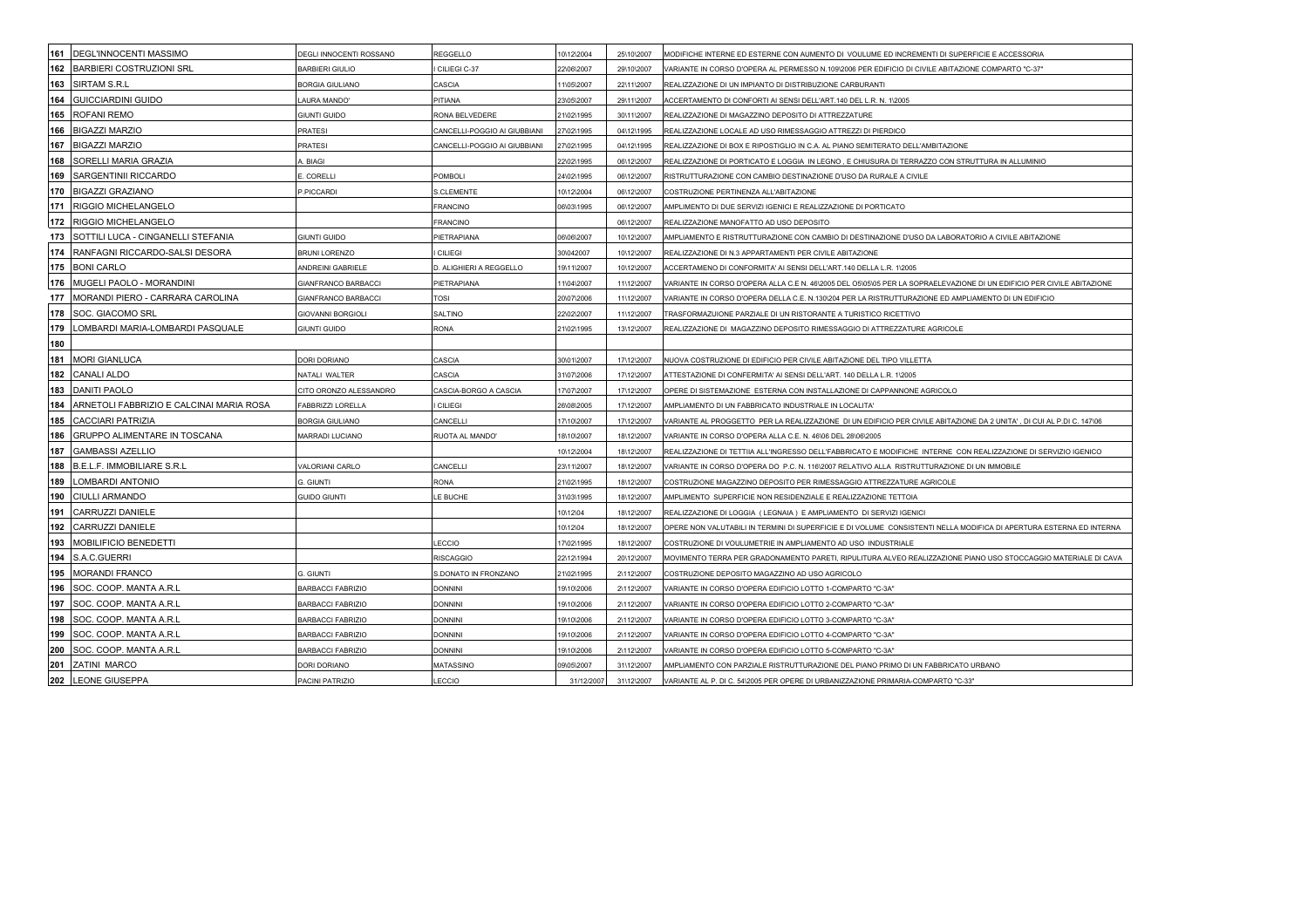| | | | | | | |
|---|---|---|---|---|---|---|
| 161 | DEGL'INNOCENTI MASSIMO | DEGLI INNOCENTI ROSSANO | REGGELLO | 10\12\2004 | 25\10\2007 | MODIFICHE INTERNE ED ESTERNE CON AUMENTO DI VOULUME ED INCREMENTI DI SUPERFICIE E ACCESSORIA |
| 162 | BARBIERI COSTRUZIONI SRL | BARBIERI GIULIO | I CILIEGI C-37 | 22\06\2007 | 29\10\2007 | VARIANTE IN CORSO D'OPERA AL PERMESSO N.109\2006 PER EDIFICIO DI CIVILE ABITAZIONE COMPARTO "C-37" |
| 163 | SIRTAM S.R.L | BORGIA GIULIANO | CASCIA | 11\05\2007 | 22\11\2007 | REALIZZAZIONE DI UN IMPIANTO DI DISTRIBUZIONE CARBURANTI |
| 164 | GUICCIARDINI GUIDO | LAURA MANDO' | PITIANA | 23\05\2007 | 29\11\2007 | ACCERTAMENTO DI CONFORTI AI SENSI DELL'ART.140 DEL L.R. N. 1\2005 |
| 165 | ROFANI REMO | GIUNTI GUIDO | RONA BELVEDERE | 21\02\1995 | 30\11\2007 | REALIZZAZIONE DI MAGAZZINO DEPOSITO DI ATTREZZATURE |
| 166 | BIGAZZI MARZIO | PRATESI | CANCELLI-POGGIO AI GIUBBIANI | 27\02\1995 | 04\12\1995 | REALIZZAZIONE LOCALE AD USO RIMESSAGGIO ATTREZZI DI PIERDICO |
| 167 | BIGAZZI MARZIO | PRATESI | CANCELLI-POGGIO AI GIUBBIANI | 27\02\1995 | 04\12\1995 | REALIZZAZIONE DI BOX E RIPOSTIGLIO IN C.A. AL PIANO SEMITERATO DELL'AMBITAZIONE |
| 168 | SORELLI MARIA GRAZIA | A. BIAGI | | 22\02\1995 | 06\12\2007 | REALIZZAZIONE DI PORTICATO E LOGGIA IN LEGNO , E CHIUSURA DI TERRAZZO CON STRUTTURA IN ALLUMINIO |
| 169 | SARGENTINII RICCARDO | E. CORELLI | POMBOLI | 24\02\1995 | 06\12\2007 | RISTRUTTURAZIONE CON CAMBIO DESTINAZIONE D'USO DA RURALE A CIVILE |
| 170 | BIGAZZI GRAZIANO | P.PICCARDI | S.CLEMENTE | 10\12\2004 | 06\12\2007 | COSTRUZIONE PERTINENZA ALL'ABITAZIONE |
| 171 | RIGGIO MICHELANGELO | | FRANCINO | 06\03\1995 | 06\12\2007 | AMPLIMENTO DI DUE SERVIZI IGENICI E REALIZZAZIONE DI PORTICATO |
| 172 | RIGGIO MICHELANGELO | | FRANCINO | | 06\12\2007 | REALIZZAZIONE MANOFATTO AD USO DEPOSITO |
| 173 | SOTTILI LUCA - CINGANELLI STEFANIA | GIUNTI GUIDO | PIETRAPIANA | 06\06\2007 | 10\12\2007 | AMPLIAMENTO E RISTRUTTURAZIONE CON CAMBIO DI DESTINAZIONE D'USO DA LABORATORIO A CIVILE ABITAZIONE |
| 174 | RANFAGNI RICCARDO-SALSI DESORA | BRUNI LORENZO | I CILIEGI | 30\042007 | 10\12\2007 | REALIZZAZIONE DI N.3 APPARTAMENTI PER CIVILE ABITAZIONE |
| 175 | BONI CARLO | ANDREINI GABRIELE | D. ALIGHIERI A REGGELLO | 19\11\2007 | 10\12\2007 | ACCERTAMENO DI CONFORMITA' AI SENSI DELL'ART.140 DELLA L.R. 1\2005 |
| 176 | MUGELI PAOLO - MORANDINI | GIANFRANCO BARBACCI | PIETRAPIANA | 11\04\2007 | 11\12\2007 | VARIANTE IN CORSO D'OPERA ALLA C.E N. 46\2005 DEL 05\05\05 PER LA SOPRAELEVAZIONE DI UN EDIFICIO PER CIVILE ABITAZIONE |
| 177 | MORANDI PIERO - CARRARA CAROLINA | GIANFRANCO BARBACCI | TOSI | 20\07\2006 | 11\12\2007 | VARIANTE IN CORSO D'OPERA DELLA C.E. N.130\204 PER LA RISTRUTTURAZIONE ED AMPLIAMENTO DI UN EDIFICIO |
| 178 | SOC. GIACOMO SRL | GIOVANNI BORGIOLI | SALTINO | 22\02\2007 | 11\12\2007 | TRASFORMAZUIONE PARZIALE DI UN RISTORANTE A TURISTICO RICETTIVO |
| 179 | LOMBARDI MARIA-LOMBARDI PASQUALE | GIUNTI GUIDO | RONA | 21\02\1995 | 13\12\2007 | REALIZZAZIONE DI MAGAZZINO DEPOSITO RIMESSAGGIO DI ATTREZZATURE AGRICOLE |
| 180 | | | | | | |
| 181 | MORI GIANLUCA | DORI DORIANO | CASCIA | 30\01\2007 | 17\12\2007 | NUOVA COSTRUZIONE DI EDIFICIO PER CIVILE ABITAZIONE DEL TIPO VILLETTA |
| 182 | CANALI ALDO | NATALI WALTER | CASCIA | 31\07\2006 | 17\12\2007 | ATTESTAZIONE DI CONFERMITA' AI SENSI DELL'ART. 140 DELLA L.R. 1\2005 |
| 183 | DANITI PAOLO | CITO ORONZO ALESSANDRO | CASCIA-BORGO A CASCIA | 17\07\2007 | 17\12\2007 | OPERE DI SISTEMAZIONE ESTERNA CON INSTALLAZIONE DI CAPPANNONE AGRICOLO |
| 184 | ARNETOLI FABBRIZIO E CALCINAI MARIA ROSA | FABBRIZZI LORELLA | I CILIEGI | 26\08\2005 | 17\12\2007 | AMPLIAMENTO DI UN FABBRICATO INDUSTRIALE IN LOCALITA' |
| 185 | CACCIARI PATRIZIA | BORGIA GIULIANO | CANCELLI | 17\10\2007 | 17\12\2007 | VARIANTE AL PROGGETTO PER LA REALIZZAZIONE DI UN EDIFICIO PER CIVILE ABITAZIONE DA 2 UNITA' , DI CUI AL P.DI C. 147\06 |
| 186 | GRUPPO ALIMENTARE IN TOSCANA | MARRADI LUCIANO | RUOTA AL MANDO' | 18\10\2007 | 18\12\2007 | VARIANTE IN CORSO D'OPERA ALLA C.E. N. 46\06 DEL 28\06\2005 |
| 187 | GAMBASSI AZELLIO | | | 10\12\2004 | 18\12\2007 | REALIZZAZIONE DI TETTIIA ALL'INGRESSO DELL'FABBRICATO E MODIFICHE INTERNE CON REALIZZAZIONE DI SERVIZIO IGENICO |
| 188 | B.E.L.F. IMMOBILIARE S.R.L | VALORIANI CARLO | CANCELLI | 23\11\2007 | 18\12\2007 | VARIANTE IN CORSO D'OPERA DO P.C. N. 116\2007 RELATIVO ALLA RISTRUTTURAZIONE DI UN IMMOBILE |
| 189 | LOMBARDI ANTONIO | G. GIUNTI | RONA | 21\02\1995 | 18\12\2007 | COSTRUZIONE MAGAZZINO DEPOSITO PER RIMESSAGGIO ATTREZZATURE AGRICOLE |
| 190 | CIULLI ARMANDO | GUIDO GIUNTI | LE BUCHE | 31\03\1995 | 18\12\2007 | AMPLIMENTO SUPERFICIE NON RESIDENZIALE E REALIZZAZIONE TETTOIA |
| 191 | CARRUZZI DANIELE | | | 10\12\04 | 18\12\2007 | REALIZZAZIONE DI LOGGIA ( LEGNAIA ) E AMPLIAMENTO DI SERVIZI IGENICI |
| 192 | CARRUZZI DANIELE | | | 10\12\04 | 18\12\2007 | OPERE NON VALUTABILI IN TERMINI DI SUPERFICIE E DI VOLUME CONSISTENTI NELLA MODIFICA DI APERTURA ESTERNA ED INTERNA |
| 193 | MOBILIFICIO BENEDETTI | | LECCIO | 17\02\1995 | 18\12\2007 | COSTRUZIONE DI VOULUMETRIE IN AMPLIAMENTO AD USO INDUSTRIALE |
| 194 | S.A.C.GUERRI | | RISCAGGIO | 22\12\1994 | 20\12\2007 | MOVIMENTO TERRA PER GRADONAMENTO PARETI, RIPULITURA ALVEO REALIZZAZIONE PIANO USO STOCCAGGIO MATERIALE DI CAVA |
| 195 | MORANDI FRANCO | G. GIUNTI | S.DONATO IN FRONZANO | 21\02\1995 | 2\112\2007 | COSTRUZIONE DEPOSITO MAGAZZINO AD USO AGRICOLO |
| 196 | SOC. COOP. MANTA A.R.L | BARBACCI FABRIZIO | DONNINI | 19\10\2006 | 2\112\2007 | VARIANTE IN CORSO D'OPERA EDIFICIO LOTTO 1-COMPARTO "C-3A" |
| 197 | SOC. COOP. MANTA A.R.L | BARBACCI FABRIZIO | DONNINI | 19\10\2006 | 2\112\2007 | VARIANTE IN CORSO D'OPERA EDIFICIO LOTTO 2-COMPARTO "C-3A" |
| 198 | SOC. COOP. MANTA A.R.L | BARBACCI FABRIZIO | DONNINI | 19\10\2006 | 2\112\2007 | VARIANTE IN CORSO D'OPERA EDIFICIO LOTTO 3-COMPARTO "C-3A" |
| 199 | SOC. COOP. MANTA A.R.L | BARBACCI FABRIZIO | DONNINI | 19\10\2006 | 2\112\2007 | VARIANTE IN CORSO D'OPERA EDIFICIO LOTTO 4-COMPARTO "C-3A" |
| 200 | SOC. COOP. MANTA A.R.L | BARBACCI FABRIZIO | DONNINI | 19\10\2006 | 2\112\2007 | VARIANTE IN CORSO D'OPERA EDIFICIO LOTTO 5-COMPARTO "C-3A" |
| 201 | ZATINI MARCO | DORI DORIANO | MATASSINO | 09\05\2007 | 31\12\2007 | AMPLIAMENTO CON PARZIALE RISTRUTTURAZIONE DEL PIANO PRIMO DI UN FABBRICATO URBANO |
| 202 | LEONE GIUSEPPA | PACINI PATRIZIO | LECCIO | 31/12/2007 | 31\12\2007 | VARIANTE AL P. DI C. 54\2005 PER OPERE DI URBANIZZAZIONE PRIMARIA-COMPARTO "C-33" |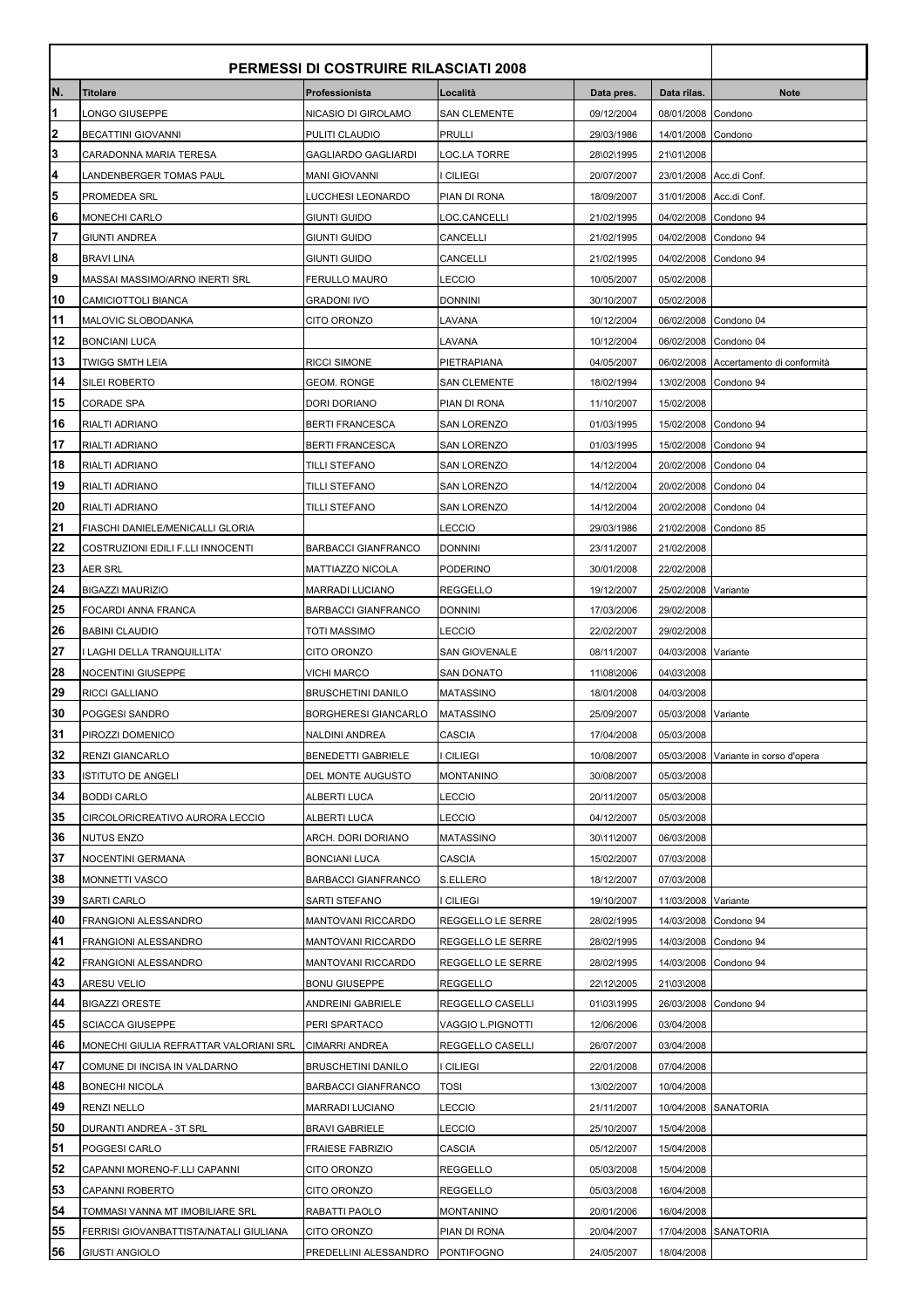# PERMESSI DI COSTRUIRE RILASCIATI 2008

| N. | Titolare | Professionista | Località | Data pres. | Data rilas. | Note |
|---|---|---|---|---|---|---|
| 1 | LONGO GIUSEPPE | NICASIO DI GIROLAMO | SAN CLEMENTE | 09/12/2004 | 08/01/2008 | Condono |
| 2 | BECATTINI GIOVANNI | PULITI CLAUDIO | PRULLI | 29/03/1986 | 14/01/2008 | Condono |
| 3 | CARADONNA MARIA TERESA | GAGLIARDO GAGLIARDI | LOC.LA TORRE | 28\02\1995 | 21\01\2008 | |
| 4 | LANDENBERGER TOMAS PAUL | MANI GIOVANNI | I CILIEGI | 20/07/2007 | 23/01/2008 | Acc.di Conf. |
| 5 | PROMEDEA SRL | LUCCHESI LEONARDO | PIAN DI RONA | 18/09/2007 | 31/01/2008 | Acc.di Conf. |
| 6 | MONECHI CARLO | GIUNTI GUIDO | LOC.CANCELLI | 21/02/1995 | 04/02/2008 | Condono 94 |
| 7 | GIUNTI ANDREA | GIUNTI GUIDO | CANCELLI | 21/02/1995 | 04/02/2008 | Condono 94 |
| 8 | BRAVI LINA | GIUNTI GUIDO | CANCELLI | 21/02/1995 | 04/02/2008 | Condono 94 |
| 9 | MASSAI MASSIMO/ARNO INERTI SRL | FERULLO MAURO | LECCIO | 10/05/2007 | 05/02/2008 | |
| 10 | CAMICIOTTOLI BIANCA | GRADONI IVO | DONNINI | 30/10/2007 | 05/02/2008 | |
| 11 | MALOVIC SLOBODANKA | CITO ORONZO | LAVANA | 10/12/2004 | 06/02/2008 | Condono 04 |
| 12 | BONCIANI LUCA | | LAVANA | 10/12/2004 | 06/02/2008 | Condono 04 |
| 13 | TWIGG SMTH LEIA | RICCI SIMONE | PIETRAPIANA | 04/05/2007 | 06/02/2008 | Accertamento di conformità |
| 14 | SILEI ROBERTO | GEOM. RONGE | SAN CLEMENTE | 18/02/1994 | 13/02/2008 | Condono 94 |
| 15 | CORADE SPA | DORI DORIANO | PIAN DI RONA | 11/10/2007 | 15/02/2008 | |
| 16 | RIALTI ADRIANO | BERTI FRANCESCA | SAN LORENZO | 01/03/1995 | 15/02/2008 | Condono 94 |
| 17 | RIALTI ADRIANO | BERTI FRANCESCA | SAN LORENZO | 01/03/1995 | 15/02/2008 | Condono 94 |
| 18 | RIALTI ADRIANO | TILLI STEFANO | SAN LORENZO | 14/12/2004 | 20/02/2008 | Condono 04 |
| 19 | RIALTI ADRIANO | TILLI STEFANO | SAN LORENZO | 14/12/2004 | 20/02/2008 | Condono 04 |
| 20 | RIALTI ADRIANO | TILLI STEFANO | SAN LORENZO | 14/12/2004 | 20/02/2008 | Condono 04 |
| 21 | FIASCHI DANIELE/MENICALLI GLORIA | | LECCIO | 29/03/1986 | 21/02/2008 | Condono 85 |
| 22 | COSTRUZIONI EDILI F.LLI INNOCENTI | BARBACCI GIANFRANCO | DONNINI | 23/11/2007 | 21/02/2008 | |
| 23 | AER SRL | MATTIAZZO NICOLA | PODERINO | 30/01/2008 | 22/02/2008 | |
| 24 | BIGAZZI MAURIZIO | MARRADI LUCIANO | REGGELLO | 19/12/2007 | 25/02/2008 | Variante |
| 25 | FOCARDI ANNA FRANCA | BARBACCI GIANFRANCO | DONNINI | 17/03/2006 | 29/02/2008 | |
| 26 | BABINI CLAUDIO | TOTI MASSIMO | LECCIO | 22/02/2007 | 29/02/2008 | |
| 27 | I LAGHI DELLA TRANQUILLITA' | CITO ORONZO | SAN GIOVENALE | 08/11/2007 | 04/03/2008 | Variante |
| 28 | NOCENTINI GIUSEPPE | VICHI MARCO | SAN DONATO | 11\08\2006 | 04\03\2008 | |
| 29 | RICCI GALLIANO | BRUSCHETINI DANILO | MATASSINO | 18/01/2008 | 04/03/2008 | |
| 30 | POGGESI SANDRO | BORGHERESI GIANCARLO | MATASSINO | 25/09/2007 | 05/03/2008 | Variante |
| 31 | PIROZZI DOMENICO | NALDINI ANDREA | CASCIA | 17/04/2008 | 05/03/2008 | |
| 32 | RENZI GIANCARLO | BENEDETTI GABRIELE | I CILIEGI | 10/08/2007 | 05/03/2008 | Variante in corso d'opera |
| 33 | ISTITUTO DE ANGELI | DEL MONTE AUGUSTO | MONTANINO | 30/08/2007 | 05/03/2008 | |
| 34 | BODDI CARLO | ALBERTI LUCA | LECCIO | 20/11/2007 | 05/03/2008 | |
| 35 | CIRCOLORICREATIVO AURORA LECCIO | ALBERTI LUCA | LECCIO | 04/12/2007 | 05/03/2008 | |
| 36 | NUTUS ENZO | ARCH. DORI DORIANO | MATASSINO | 30\11\2007 | 06/03/2008 | |
| 37 | NOCENTINI GERMANA | BONCIANI LUCA | CASCIA | 15/02/2007 | 07/03/2008 | |
| 38 | MONNETTI VASCO | BARBACCI GIANFRANCO | S.ELLERO | 18/12/2007 | 07/03/2008 | |
| 39 | SARTI CARLO | SARTI STEFANO | I CILIEGI | 19/10/2007 | 11/03/2008 | Variante |
| 40 | FRANGIONI ALESSANDRO | MANTOVANI RICCARDO | REGGELLO LE SERRE | 28/02/1995 | 14/03/2008 | Condono 94 |
| 41 | FRANGIONI ALESSANDRO | MANTOVANI RICCARDO | REGGELLO LE SERRE | 28/02/1995 | 14/03/2008 | Condono 94 |
| 42 | FRANGIONI ALESSANDRO | MANTOVANI RICCARDO | REGGELLO LE SERRE | 28/02/1995 | 14/03/2008 | Condono 94 |
| 43 | ARESU VELIO | BONU GIUSEPPE | REGGELLO | 22\12\2005 | 21\03\2008 | |
| 44 | BIGAZZI ORESTE | ANDREINI GABRIELE | REGGELLO CASELLI | 01\03\1995 | 26/03/2008 | Condono 94 |
| 45 | SCIACCA GIUSEPPE | PERI SPARTACO | VAGGIO L.PIGNOTTI | 12/06/2006 | 03/04/2008 | |
| 46 | MONECHI GIULIA REFRATTAR VALORIANI SRL | CIMARRI ANDREA | REGGELLO CASELLI | 26/07/2007 | 03/04/2008 | |
| 47 | COMUNE DI INCISA IN VALDARNO | BRUSCHETINI DANILO | I CILIEGI | 22/01/2008 | 07/04/2008 | |
| 48 | BONECHI NICOLA | BARBACCI GIANFRANCO | TOSI | 13/02/2007 | 10/04/2008 | |
| 49 | RENZI NELLO | MARRADI LUCIANO | LECCIO | 21/11/2007 | 10/04/2008 | SANATORIA |
| 50 | DURANTI ANDREA - 3T SRL | BRAVI GABRIELE | LECCIO | 25/10/2007 | 15/04/2008 | |
| 51 | POGGESI CARLO | FRAIESE FABRIZIO | CASCIA | 05/12/2007 | 15/04/2008 | |
| 52 | CAPANNI MORENO-F.LLI CAPANNI | CITO ORONZO | REGGELLO | 05/03/2008 | 15/04/2008 | |
| 53 | CAPANNI ROBERTO | CITO ORONZO | REGGELLO | 05/03/2008 | 16/04/2008 | |
| 54 | TOMMASI VANNA MT IMOBILIARE SRL | RABATTI PAOLO | MONTANINO | 20/01/2006 | 16/04/2008 | |
| 55 | FERRISI GIOVANBATTISTA/NATALI GIULIANA | CITO ORONZO | PIAN DI RONA | 20/04/2007 | 17/04/2008 | SANATORIA |
| 56 | GIUSTI ANGIOLO | PREDELLINI ALESSANDRO | PONTIFOGNO | 24/05/2007 | 18/04/2008 | |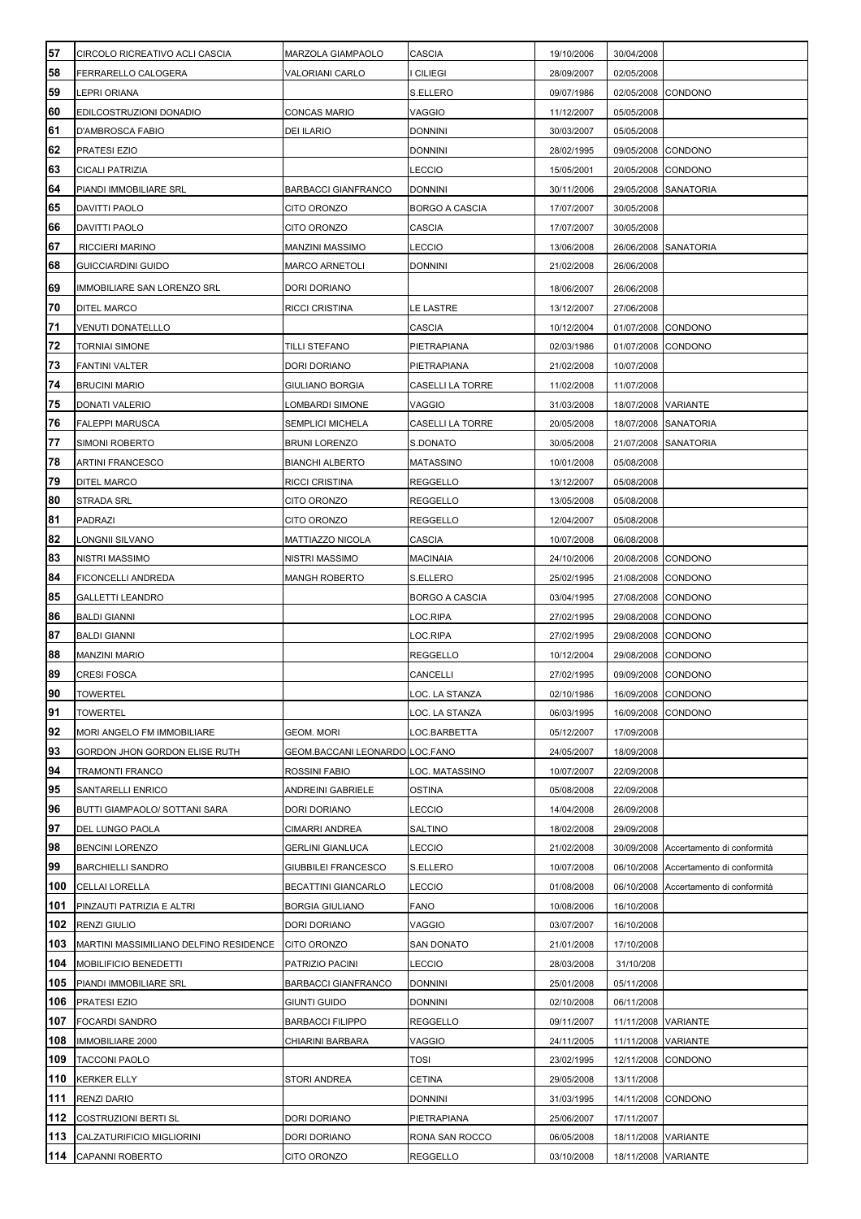| | | | | | | |
|---|---|---|---|---|---|---|
| 57 | CIRCOLO RICREATIVO ACLI CASCIA | MARZOLA GIAMPAOLO | CASCIA | 19/10/2006 | 30/04/2008 | |
| 58 | FERRARELLO CALOGERA | VALORIANI CARLO | I CILIEGI | 28/09/2007 | 02/05/2008 | |
| 59 | LEPRI ORIANA | | S.ELLERO | 09/07/1986 | 02/05/2008 | CONDONO |
| 60 | EDILCOSTRUZIONI DONADIO | CONCAS MARIO | VAGGIO | 11/12/2007 | 05/05/2008 | |
| 61 | D'AMBROSCA FABIO | DEI ILARIO | DONNINI | 30/03/2007 | 05/05/2008 | |
| 62 | PRATESI EZIO | | DONNINI | 28/02/1995 | 09/05/2008 | CONDONO |
| 63 | CICALI PATRIZIA | | LECCIO | 15/05/2001 | 20/05/2008 | CONDONO |
| 64 | PIANDI IMMOBILIARE SRL | BARBACCI GIANFRANCO | DONNINI | 30/11/2006 | 29/05/2008 | SANATORIA |
| 65 | DAVITTI PAOLO | CITO ORONZO | BORGO A CASCIA | 17/07/2007 | 30/05/2008 | |
| 66 | DAVITTI PAOLO | CITO ORONZO | CASCIA | 17/07/2007 | 30/05/2008 | |
| 67 | RICCIERI MARINO | MANZINI MASSIMO | LECCIO | 13/06/2008 | 26/06/2008 | SANATORIA |
| 68 | GUICCIARDINI GUIDO | MARCO ARNETOLI | DONNINI | 21/02/2008 | 26/06/2008 | |
| 69 | IMMOBILIARE SAN LORENZO SRL | DORI DORIANO | | 18/06/2007 | 26/06/2008 | |
| 70 | DITEL MARCO | RICCI CRISTINA | LE LASTRE | 13/12/2007 | 27/06/2008 | |
| 71 | VENUTI DONATELLLO | | CASCIA | 10/12/2004 | 01/07/2008 | CONDONO |
| 72 | TORNIAI SIMONE | TILLI STEFANO | PIETRAPIANA | 02/03/1986 | 01/07/2008 | CONDONO |
| 73 | FANTINI VALTER | DORI DORIANO | PIETRAPIANA | 21/02/2008 | 10/07/2008 | |
| 74 | BRUCINI MARIO | GIULIANO BORGIA | CASELLI LA TORRE | 11/02/2008 | 11/07/2008 | |
| 75 | DONATI VALERIO | LOMBARDI SIMONE | VAGGIO | 31/03/2008 | 18/07/2008 | VARIANTE |
| 76 | FALEPPI MARUSCA | SEMPLICI MICHELA | CASELLI LA TORRE | 20/05/2008 | 18/07/2008 | SANATORIA |
| 77 | SIMONI ROBERTO | BRUNI LORENZO | S.DONATO | 30/05/2008 | 21/07/2008 | SANATORIA |
| 78 | ARTINI FRANCESCO | BIANCHI ALBERTO | MATASSINO | 10/01/2008 | 05/08/2008 | |
| 79 | DITEL MARCO | RICCI CRISTINA | REGGELLO | 13/12/2007 | 05/08/2008 | |
| 80 | STRADA SRL | CITO ORONZO | REGGELLO | 13/05/2008 | 05/08/2008 | |
| 81 | PADRAZI | CITO ORONZO | REGGELLO | 12/04/2007 | 05/08/2008 | |
| 82 | LONGNII SILVANO | MATTIAZZO NICOLA | CASCIA | 10/07/2008 | 06/08/2008 | |
| 83 | NISTRI MASSIMO | NISTRI MASSIMO | MACINAIA | 24/10/2006 | 20/08/2008 | CONDONO |
| 84 | FICONCELLI ANDREDA | MANGH ROBERTO | S.ELLERO | 25/02/1995 | 21/08/2008 | CONDONO |
| 85 | GALLETTI LEANDRO | | BORGO A CASCIA | 03/04/1995 | 27/08/2008 | CONDONO |
| 86 | BALDI GIANNI | | LOC.RIPA | 27/02/1995 | 29/08/2008 | CONDONO |
| 87 | BALDI GIANNI | | LOC.RIPA | 27/02/1995 | 29/08/2008 | CONDONO |
| 88 | MANZINI MARIO | | REGGELLO | 10/12/2004 | 29/08/2008 | CONDONO |
| 89 | CRESI FOSCA | | CANCELLI | 27/02/1995 | 09/09/2008 | CONDONO |
| 90 | TOWERTEL | | LOC. LA STANZA | 02/10/1986 | 16/09/2008 | CONDONO |
| 91 | TOWERTEL | | LOC. LA STANZA | 06/03/1995 | 16/09/2008 | CONDONO |
| 92 | MORI ANGELO FM IMMOBILIARE | GEOM. MORI | LOC.BARBETTA | 05/12/2007 | 17/09/2008 | |
| 93 | GORDON JHON GORDON ELISE RUTH | GEOM.BACCANI LEONARDO | LOC.FANO | 24/05/2007 | 18/09/2008 | |
| 94 | TRAMONTI FRANCO | ROSSINI FABIO | LOC. MATASSINO | 10/07/2007 | 22/09/2008 | |
| 95 | SANTARELLI ENRICO | ANDREINI GABRIELE | OSTINA | 05/08/2008 | 22/09/2008 | |
| 96 | BUTTI GIAMPAOLO/ SOTTANI SARA | DORI DORIANO | LECCIO | 14/04/2008 | 26/09/2008 | |
| 97 | DEL LUNGO PAOLA | CIMARRI ANDREA | SALTINO | 18/02/2008 | 29/09/2008 | |
| 98 | BENCINI LORENZO | GERLINI GIANLUCA | LECCIO | 21/02/2008 | 30/09/2008 | Accertamento di conformità |
| 99 | BARCHIELLI SANDRO | GIUBBILEI FRANCESCO | S.ELLERO | 10/07/2008 | 06/10/2008 | Accertamento di conformità |
| 100 | CELLAI LORELLA | BECATTINI GIANCARLO | LECCIO | 01/08/2008 | 06/10/2008 | Accertamento di conformità |
| 101 | PINZAUTI PATRIZIA E ALTRI | BORGIA GIULIANO | FANO | 10/08/2006 | 16/10/2008 | |
| 102 | RENZI GIULIO | DORI DORIANO | VAGGIO | 03/07/2007 | 16/10/2008 | |
| 103 | MARTINI MASSIMILIANO DELFINO RESIDENCE | CITO ORONZO | SAN DONATO | 21/01/2008 | 17/10/2008 | |
| 104 | MOBILIFICIO BENEDETTI | PATRIZIO PACINI | LECCIO | 28/03/2008 | 31/10/208 | |
| 105 | PIANDI IMMOBILIARE SRL | BARBACCI GIANFRANCO | DONNINI | 25/01/2008 | 05/11/2008 | |
| 106 | PRATESI EZIO | GIUNTI GUIDO | DONNINI | 02/10/2008 | 06/11/2008 | |
| 107 | FOCARDI SANDRO | BARBACCI FILIPPO | REGGELLO | 09/11/2007 | 11/11/2008 | VARIANTE |
| 108 | IMMOBILIARE 2000 | CHIARINI BARBARA | VAGGIO | 24/11/2005 | 11/11/2008 | VARIANTE |
| 109 | TACCONI PAOLO | | TOSI | 23/02/1995 | 12/11/2008 | CONDONO |
| 110 | KERKER ELLY | STORI ANDREA | CETINA | 29/05/2008 | 13/11/2008 | |
| 111 | RENZI DARIO | | DONNINI | 31/03/1995 | 14/11/2008 | CONDONO |
| 112 | COSTRUZIONI BERTI SL | DORI DORIANO | PIETRAPIANA | 25/06/2007 | 17/11/2007 | |
| 113 | CALZATURIFICIO MIGLIORINI | DORI DORIANO | RONA SAN ROCCO | 06/05/2008 | 18/11/2008 | VARIANTE |
| 114 | CAPANNI ROBERTO | CITO ORONZO | REGGELLO | 03/10/2008 | 18/11/2008 | VARIANTE |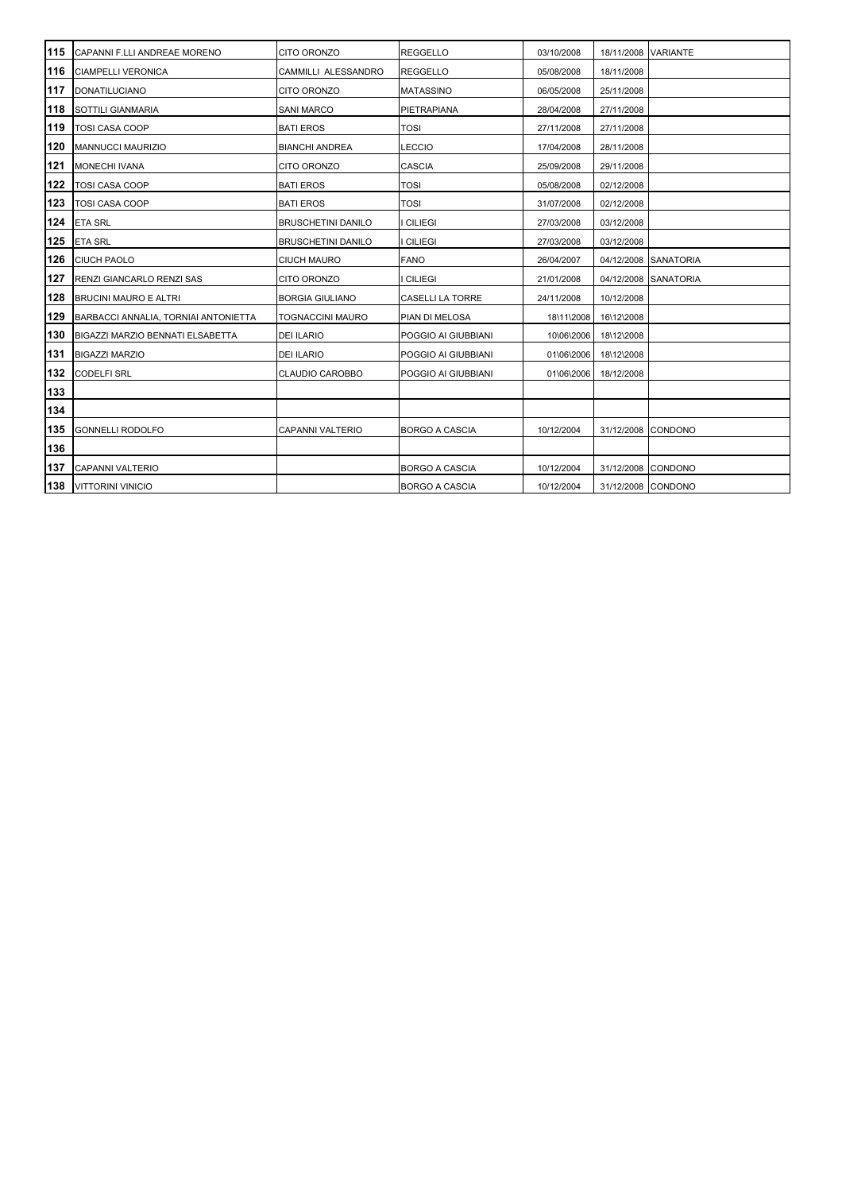| | | | | | | |
|---|---|---|---|---|---|---|
| 115 | CAPANNI F.LLI ANDREAE MORENO | CITO ORONZO | REGGELLO | 03/10/2008 | 18/11/2008 | VARIANTE |
| 116 | CIAMPELLI VERONICA | CAMMILLI ALESSANDRO | REGGELLO | 05/08/2008 | 18/11/2008 | |
| 117 | DONATILUCIANO | CITO ORONZO | MATASSINO | 06/05/2008 | 25/11/2008 | |
| 118 | SOTTILI GIANMARIA | SANI MARCO | PIETRAPIANA | 28/04/2008 | 27/11/2008 | |
| 119 | TOSI CASA COOP | BATI EROS | TOSI | 27/11/2008 | 27/11/2008 | |
| 120 | MANNUCCI MAURIZIO | BIANCHI ANDREA | LECCIO | 17/04/2008 | 28/11/2008 | |
| 121 | MONECHI IVANA | CITO ORONZO | CASCIA | 25/09/2008 | 29/11/2008 | |
| 122 | TOSI CASA COOP | BATI EROS | TOSI | 05/08/2008 | 02/12/2008 | |
| 123 | TOSI CASA COOP | BATI EROS | TOSI | 31/07/2008 | 02/12/2008 | |
| 124 | ETA SRL | BRUSCHETINI DANILO | I CILIEGI | 27/03/2008 | 03/12/2008 | |
| 125 | ETA SRL | BRUSCHETINI DANILO | I CILIEGI | 27/03/2008 | 03/12/2008 | |
| 126 | CIUCH PAOLO | CIUCH MAURO | FANO | 26/04/2007 | 04/12/2008 | SANATORIA |
| 127 | RENZI GIANCARLO RENZI SAS | CITO ORONZO | I CILIEGI | 21/01/2008 | 04/12/2008 | SANATORIA |
| 128 | BRUCINI MAURO E ALTRI | BORGIA GIULIANO | CASELLI LA TORRE | 24/11/2008 | 10/12/2008 | |
| 129 | BARBACCI ANNALIA, TORNIAI ANTONIETTA | TOGNACCINI MAURO | PIAN DI MELOSA | 18\11\2008 | 16\12\2008 | |
| 130 | BIGAZZI MARZIO BENNATI ELSABETTA | DEI ILARIO | POGGIO AI GIUBBIANI | 10\06\2006 | 18\12\2008 | |
| 131 | BIGAZZI MARZIO | DEI ILARIO | POGGIO AI GIUBBIANI | 01\06\2006 | 18\12\2008 | |
| 132 | CODELFI SRL | CLAUDIO CAROBBO | POGGIO AI GIUBBIANI | 01\06\2006 | 18/12/2008 | |
| 133 | | | | | | |
| 134 | | | | | | |
| 135 | GONNELLI RODOLFO | CAPANNI VALTERIO | BORGO A CASCIA | 10/12/2004 | 31/12/2008 | CONDONO |
| 136 | | | | | | |
| 137 | CAPANNI VALTERIO | | BORGO A CASCIA | 10/12/2004 | 31/12/2008 | CONDONO |
| 138 | VITTORINI VINICIO | | BORGO A CASCIA | 10/12/2004 | 31/12/2008 | CONDONO |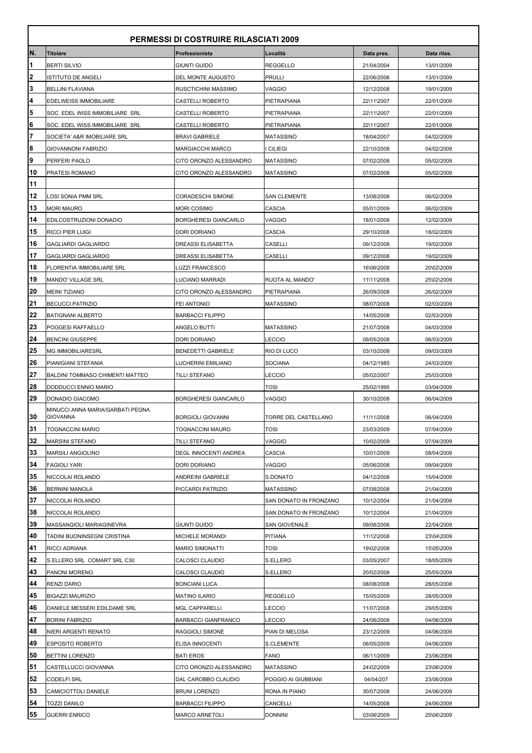# PERMESSI DI COSTRUIRE RILASCIATI 2009

| N. | Titolare | Professionista | Località | Data pres. | Data rilas. |
|---|---|---|---|---|---|
| 1 | BERTI SILVIO | GIUNTI GUIDO | REGGELLO | 21/04/2004 | 13/01/2009 |
| 2 | ISTITUTO DE ANGELI | DEL MONTE AUGUSTO | PRULLI | 22/06/2006 | 13/01/2009 |
| 3 | BELLINI FLAVIANA | RUSCTICHINI MASSIMO | VAGGIO | 12/12/2008 | 19/01/2009 |
| 4 | EDELWEISS IMMOBILIARE | CASTELLI ROBERTO | PIETRAPIANA | 22\11\2007 | 22/01/2009 |
| 5 | SOC. EDEL WISS IMMOBILIARE SRL | CASTELLI ROBERTO | PIETRAPIANA | 22\11\2007 | 22/01/2009 |
| 6 | SOC. EDEL WISS IMMOBILIARE SRL | CASTELLI ROBERTO | PIETRAPIANA | 22\11\2007 | 22/01/2009 |
| 7 | SOCIETA' A&R IMOBILIARE SRL | BRAVI GABRIELE | MATASSINO | 18/04/2007 | 04/02/2009 |
| 8 | GIOVANNONI FABRIZIO | MARGIACCHI MARCO | I CILIEGI | 22/10/2008 | 04/02/2009 |
| 9 | PERFERI PAOLO | CITO ORONZO ALESSANDRO | MATASSINO | 07/02/2008 | 05/02/2009 |
| 10 | PRATESI ROMANO | CITO ORONZO ALESSANDRO | MATASSINO | 07/02/2008 | 05/02/2009 |
| 11 | | | | | |
| 12 | LOSI SONIA PMM SRL | CORADESCHI SIMONE | SAN CLEMENTE | 13/08/2008 | 06/02/2009 |
| 13 | MORI MAURO | MORI COSIMO | CASCIA | 05/01/2009 | 06/02/2009 |
| 14 | EDILCOSTRUZIONI DONADIO | BORGHERESI GIANCARLO | VAGGIO | 18/01/2008 | 12/02/2009 |
| 15 | RICCI PIER LUIGI | DORI DORIANO | CASCIA | 29/10/2008 | 18/02/2009 |
| 16 | GAGLIARDI GAGLIARDO | DREASSI ELISABETTA | CASELLI | 09/12/2008 | 19/02/2009 |
| 17 | GAGLIARDI GAGLIARDO | DREASSI ELISABETTA | CASELLI | 09/12/2008 | 19/02/2009 |
| 18 | FLORENTIA IMMOBILIARE SRL | LUZZI FRANCESCO | | 16\06\2008 | 20\02\2009 |
| 19 | MANDO' VILLAGE SRL | LUCIANO MARRADI | RUOTA AL MANDO' | 11\11\2008 | 25\02\2009 |
| 20 | MEINI TIZIANO | CITO ORONZO ALESSANDRO | PIETRAPIANA | 26/09/2008 | 26/02/2009 |
| 21 | BECUCCI PATRIZIO | FEI ANTONIO | MATASSINO | 08/07/2008 | 02/03/2009 |
| 22 | BATIGNANI ALBERTO | BARBACCI FILIPPO | | 14/05/2008 | 02/03/2009 |
| 23 | POGGESI RAFFAELLO | ANGELO BUTTI | MATASSINO | 21/07/2008 | 04/03/2009 |
| 24 | BENCINI GIUSEPPE | DORI DORIANO | LECCIO | 09/05/2008 | 06/03/2009 |
| 25 | MG IMMOBILIARESRL | BENEDETTI GABRIELE | RIO DI LUCO | 03/10/2008 | 09/03/2009 |
| 26 | PIANIGIANI STEFANIA | LUCHERINI EMILIANO | SOCIANA | 04/12/1985 | 24/03/2009 |
| 27 | BALDINI TOMMASO CHIMENTI MATTEO | TILLI STEFANO | LECCIO | 05/02/2007 | 25/03/2009 |
| 28 | DODDUCCI ENNIO MARIO | | TOSI | 25/02/1995 | 03/04/2009 |
| 29 | DONADIO GIACOMO | BORGHERESI GIANCARLO | VAGGIO | 30/10/2008 | 06/04/2009 |
| 30 | MINUCCI ANNA MARIA/GARBATI PEGNA GIOVANNA | BORGIOLI GIOVANNI | TORRE DEL CASTELLANO | 11/11/2008 | 06/04/2009 |
| 31 | TOGNACCINI MARIO | TOGNACCINI MAURO | TOSI | 23/03/2009 | 07/04/2009 |
| 32 | MARSINI STEFANO | TILLI STEFANO | VAGGIO | 10/02/2009 | 07/04/2009 |
| 33 | MARSILI ANGIOLINO | DEGL INNOCENTI ANDREA | CASCIA | 10/01/2009 | 08/04/2009 |
| 34 | FAGIOLI YARI | DORI DORIANO | VAGGIO | 05/06/2008 | 09/04/2009 |
| 35 | NICCOLAI ROLANDO | ANDREINI GABRIELE | S.DONATO | 04/12/2008 | 15/04/2009 |
| 36 | BERNINI MANOLA | PICCARDI PATRIZIO | MATASSINO | 07/08/2008 | 21/04/2009 |
| 37 | NICCOLAI ROLANDO | | SAN DONATO IN FRONZANO | 10/12/2004 | 21/04/2009 |
| 38 | NICCOLAI ROLANDO | | SAN DONATO IN FRONZANO | 10/12/2004 | 21/04/2009 |
| 39 | MASSANGIOLI MARIAGINEVRA | GIUNTI GUIDO | SAN GIOVENALE | 09/08/2006 | 22/04/2009 |
| 40 | TADINI BUONINSEGNI CRISTINA | MICHELE MORANDI | PITIANA | 11\12\2008 | 23\04\2009 |
| 41 | RICCI ADRIANA | MARIO SIMONATTI | TOSI | 19\02\2008 | 15\05\2009 |
| 42 | S.ELLERO SRL COMART SRL C30 | CALOSCI CLAUDIO | S.ELLERO | 03/05/2007 | 18/05/2009 |
| 43 | PANONI MORENO | CALOSCI CLAUDIO | S.ELLERO | 20/02/2008 | 25/05/2009 |
| 44 | RENZI DARIO | BONCIANI LUCA | | 08/08/2008 | 28/05/2008 |
| 45 | BIGAZZI MAURIZIO | MATINO ILARIO | REGGELLO | 15/05/2009 | 28/05/2009 |
| 46 | DANIELE MESSERI EDILDAME SRL | MGL CAPPARELLI | LECCIO | 11/07/2008 | 29/05/2009 |
| 47 | BORINI FABRIZIO | BARBACCI GIANFRANCO | LECCIO | 24/06/2008 | 04/06/2009 |
| 48 | NIERI ARGENTI RENATO | RAGGIOLI SIMONE | PIAN DI MELOSA | 23/12/2009 | 04/06/2009 |
| 49 | ESPOSITO ROBERTO | ELISA INNOCENTI | S.CLEMENTE | 06/05/2009 | 04/06/2009 |
| 50 | BETTINI LORENZO | BATI EROS | FANO | 06/11/2009 | 23/06/2009 |
| 51 | CASTELLUCCI GIOVANNA | CITO ORONZO ALESSANDRO | MATASSINO | 24\02\2009 | 23\06\2009 |
| 52 | CODELFI SRL | DAL CAROBBO CLAUDIO | POGGIO AI GIUBBIANI | 04/04/207 | 23/06/2009 |
| 53 | CAMICIOTTOLI DANIELE | BRUNI LORENZO | RONA IN PIANO | 30/07/2008 | 24/06/2009 |
| 54 | TOZZI DANILO | BARBACCI FILIPPO | CANCELLI | 14/05/2008 | 24/06/2009 |
| 55 | GUERRI ENRICO | MARCO ARNETOLI | DONNINI | 03\06\2009 | 25\06\2009 |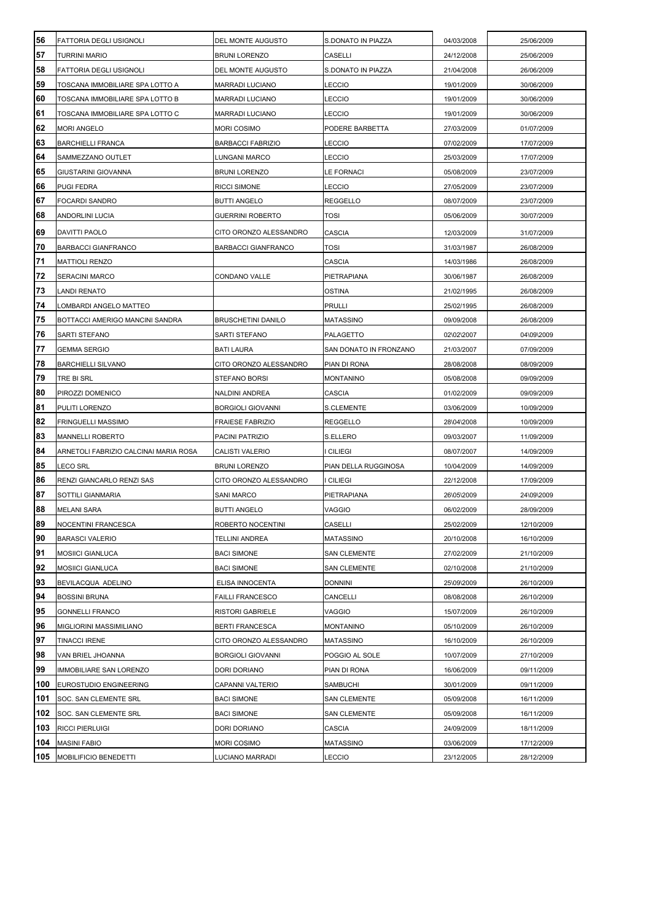| | | | | | |
|---|---|---|---|---|---|
| 56 | FATTORIA DEGLI USIGNOLI | DEL MONTE AUGUSTO | S.DONATO IN PIAZZA | 04/03/2008 | 25/06/2009 |
| 57 | TURRINI MARIO | BRUNI LORENZO | CASELLI | 24/12/2008 | 25/06/2009 |
| 58 | FATTORIA DEGLI USIGNOLI | DEL MONTE AUGUSTO | S.DONATO IN PIAZZA | 21/04/2008 | 26/06/2009 |
| 59 | TOSCANA IMMOBILIARE SPA LOTTO A | MARRADI LUCIANO | LECCIO | 19/01/2009 | 30/06/2009 |
| 60 | TOSCANA IMMOBILIARE SPA LOTTO B | MARRADI LUCIANO | LECCIO | 19/01/2009 | 30/06/2009 |
| 61 | TOSCANA IMMOBILIARE SPA LOTTO C | MARRADI LUCIANO | LECCIO | 19/01/2009 | 30/06/2009 |
| 62 | MORI ANGELO | MORI COSIMO | PODERE BARBETTA | 27/03/2009 | 01/07/2009 |
| 63 | BARCHIELLI FRANCA | BARBACCI FABRIZIO | LECCIO | 07/02/2009 | 17/07/2009 |
| 64 | SAMMEZZANO OUTLET | LUNGANI MARCO | LECCIO | 25/03/2009 | 17/07/2009 |
| 65 | GIUSTARINI GIOVANNA | BRUNI LORENZO | LE FORNACI | 05/08/2009 | 23/07/2009 |
| 66 | PUGI FEDRA | RICCI SIMONE | LECCIO | 27/05/2009 | 23/07/2009 |
| 67 | FOCARDI SANDRO | BUTTI ANGELO | REGGELLO | 08/07/2009 | 23/07/2009 |
| 68 | ANDORLINI LUCIA | GUERRINI ROBERTO | TOSI | 05/06/2009 | 30/07/2009 |
| 69 | DAVITTI PAOLO | CITO ORONZO ALESSANDRO | CASCIA | 12/03/2009 | 31/07/2009 |
| 70 | BARBACCI GIANFRANCO | BARBACCI GIANFRANCO | TOSI | 31/03/1987 | 26/08/2009 |
| 71 | MATTIOLI RENZO | | CASCIA | 14/03/1986 | 26/08/2009 |
| 72 | SERACINI MARCO | CONDANO VALLE | PIETRAPIANA | 30/06/1987 | 26/08/2009 |
| 73 | LANDI RENATO | | OSTINA | 21/02/1995 | 26/08/2009 |
| 74 | LOMBARDI ANGELO MATTEO | | PRULLI | 25/02/1995 | 26/08/2009 |
| 75 | BOTTACCI AMERIGO MANCINI SANDRA | BRUSCHETINI DANILO | MATASSINO | 09/09/2008 | 26/08/2009 |
| 76 | SARTI STEFANO | SARTI STEFANO | PALAGETTO | 02\02\2007 | 04\09\2009 |
| 77 | GEMMA SERGIO | BATI LAURA | SAN DONATO IN FRONZANO | 21/03/2007 | 07/09/2009 |
| 78 | BARCHIELLI SILVANO | CITO ORONZO ALESSANDRO | PIAN DI RONA | 28/08/2008 | 08/09/2009 |
| 79 | TRE BI SRL | STEFANO BORSI | MONTANINO | 05/08/2008 | 09/09/2009 |
| 80 | PIROZZI DOMENICO | NALDINI ANDREA | CASCIA | 01/02/2009 | 09/09/2009 |
| 81 | PULITI LORENZO | BORGIOLI GIOVANNI | S.CLEMENTE | 03/06/2009 | 10/09/2009 |
| 82 | FRINGUELLI MASSIMO | FRAIESE FABRIZIO | REGGELLO | 28\04\2008 | 10/09/2009 |
| 83 | MANNELLI ROBERTO | PACINI PATRIZIO | S.ELLERO | 09/03/2007 | 11/09/2009 |
| 84 | ARNETOLI FABRIZIO CALCINAI MARIA ROSA | CALISTI VALERIO | I CILIEGI | 08/07/2007 | 14/09/2009 |
| 85 | LECO SRL | BRUNI LORENZO | PIAN DELLA RUGGINOSA | 10/04/2009 | 14/09/2009 |
| 86 | RENZI GIANCARLO RENZI SAS | CITO ORONZO ALESSANDRO | I CILIEGI | 22/12/2008 | 17/09/2009 |
| 87 | SOTTILI GIANMARIA | SANI MARCO | PIETRAPIANA | 26\05\2009 | 24\09\2009 |
| 88 | MELANI SARA | BUTTI ANGELO | VAGGIO | 06/02/2009 | 28/09/2009 |
| 89 | NOCENTINI FRANCESCA | ROBERTO NOCENTINI | CASELLI | 25/02/2009 | 12/10/2009 |
| 90 | BARASCI VALERIO | TELLINI ANDREA | MATASSINO | 20/10/2008 | 16/10/2009 |
| 91 | MOSIICI GIANLUCA | BACI SIMONE | SAN CLEMENTE | 27/02/2009 | 21/10/2009 |
| 92 | MOSIICI GIANLUCA | BACI SIMONE | SAN CLEMENTE | 02/10/2008 | 21/10/2009 |
| 93 | BEVILACQUA ADELINO | ELISA INNOCENTA | DONNINI | 25\09\2009 | 26/10/2009 |
| 94 | BOSSINI BRUNA | FAILLI FRANCESCO | CANCELLI | 08/08/2008 | 26/10/2009 |
| 95 | GONNELLI FRANCO | RISTORI GABRIELE | VAGGIO | 15/07/2009 | 26/10/2009 |
| 96 | MIGLIORINI MASSIMILIANO | BERTI FRANCESCA | MONTANINO | 05/10/2009 | 26/10/2009 |
| 97 | TINACCI IRENE | CITO ORONZO ALESSANDRO | MATASSINO | 16/10/2009 | 26/10/2009 |
| 98 | VAN BRIEL JHOANNA | BORGIOLI GIOVANNI | POGGIO AL SOLE | 10/07/2009 | 27/10/2009 |
| 99 | IMMOBILIARE SAN LORENZO | DORI DORIANO | PIAN DI RONA | 16/06/2009 | 09/11/2009 |
| 100 | EUROSTUDIO ENGINEERING | CAPANNI VALTERIO | SAMBUCHI | 30/01/2009 | 09/11/2009 |
| 101 | SOC. SAN CLEMENTE SRL | BACI SIMONE | SAN CLEMENTE | 05/09/2008 | 16/11/2009 |
| 102 | SOC. SAN CLEMENTE SRL | BACI SIMONE | SAN CLEMENTE | 05/09/2008 | 16/11/2009 |
| 103 | RICCI PIERLUIGI | DORI DORIANO | CASCIA | 24/09/2009 | 18/11/2009 |
| 104 | MASINI FABIO | MORI COSIMO | MATASSINO | 03/06/2009 | 17/12/2009 |
| 105 | MOBILIFICIO BENEDETTI | LUCIANO MARRADI | LECCIO | 23/12/2005 | 28/12/2009 |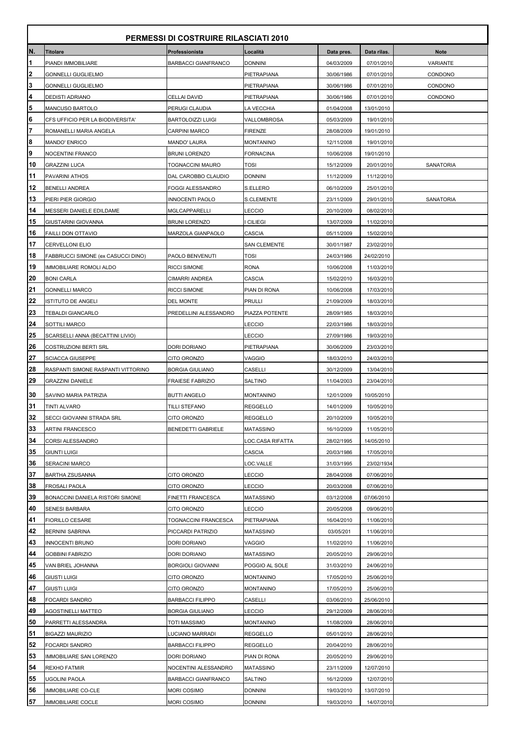# PERMESSI DI COSTRUIRE RILASCIATI 2010

| N. | Titolare | Professionista | Località | Data pres. | Data rilas. | Note |
|---|---|---|---|---|---|---|
| 1 | PIANDI IMMOBILIARE | BARBACCI GIANFRANCO | DONNINI | 04/03/2009 | 07/01/2010 | VARIANTE |
| 2 | GONNELLI GUGLIELMO | | PIETRAPIANA | 30/06/1986 | 07/01/2010 | CONDONO |
| 3 | GONNELLI GUGLIELMO | | PIETRAPIANA | 30/06/1986 | 07/01/2010 | CONDONO |
| 4 | DEDISTI ADRIANO | CELLAI DAVID | PIETRAPIANA | 30/06/1986 | 07/01/2010 | CONDONO |
| 5 | MANCUSO BARTOLO | PERUGI CLAUDIA | LA VECCHIA | 01/04/2008 | 13/01/2010 | |
| 6 | CFS UFFICIO PER LA BIODIVERSITA' | BARTOLOIZZI LUIGI | VALLOMBROSA | 05/03/2009 | 19/01/2010 | |
| 7 | ROMANELLI MARIA ANGELA | CARPINI MARCO | FIRENZE | 28/08/2009 | 19/01/2010 | |
| 8 | MANDO' ENRICO | MANDO' LAURA | MONTANINO | 12/11/2008 | 19/01/2010 | |
| 9 | NOCENTINI FRANCO | BRUNI LORENZO | FORNACINA | 10/06/2008 | 19/01/2010 | |
| 10 | GRAZZINI LUCA | TOGNACCINI MAURO | TOSI | 15/12/2009 | 20/01/2010 | SANATORIA |
| 11 | PAVARINI ATHOS | DAL CAROBBO CLAUDIO | DONNINI | 11/12/2009 | 11/12/2010 | |
| 12 | BENELLI ANDREA | FOGGI ALESSANDRO | S.ELLERO | 06/10/2009 | 25/01/2010 | |
| 13 | PIERI PIER GIORGIO | INNOCENTI PAOLO | S.CLEMENTE | 23/11/2009 | 29/01/2010 | SANATORIA |
| 14 | MESSERI DANIELE EDILDAME | MGLCAPPARELLI | LECCIO | 20/10/2009 | 08/02/2010 | |
| 15 | GIUSTARINI GIOVANNA | BRUNI LORENZO | I CILIEGI | 13/07/2009 | 11/02/2010 | |
| 16 | FAILLI DON OTTAVIO | MARZOLA GIANPAOLO | CASCIA | 05/11/2009 | 15/02/2010 | |
| 17 | CERVELLONI ELIO | | SAN CLEMENTE | 30/01/1987 | 23/02/2010 | |
| 18 | FABBRUCCI SIMONE (ex CASUCCI DINO) | PAOLO BENVENUTI | TOSI | 24/03/1986 | 24/02/2010 | |
| 19 | IMMOBILIARE ROMOLI ALDO | RICCI SIMONE | RONA | 10/06/2008 | 11/03/2010 | |
| 20 | BONI CARLA | CIMARRI ANDREA | CASCIA | 15/02/2010 | 16/03/2010 | |
| 21 | GONNELLI MARCO | RICCI SIMONE | PIAN DI RONA | 10/06/2008 | 17/03/2010 | |
| 22 | ISTITUTO DE ANGELI | DEL MONTE | PRULLI | 21/09/2009 | 18/03/2010 | |
| 23 | TEBALDI GIANCARLO | PREDELLINI ALESSANDRO | PIAZZA POTENTE | 28/09/1985 | 18/03/2010 | |
| 24 | SOTTILI MARCO | | LECCIO | 22/03/1986 | 18/03/2010 | |
| 25 | SCARSELLI ANNA (BECATTINI LIVIO) | | LECCIO | 27/09/1986 | 19/03/2010 | |
| 26 | COSTRUZIONI BERTI SRL | DORI DORIANO | PIETRAPIANA | 30/06/2009 | 23/03/2010 | |
| 27 | SCIACCA GIUSEPPE | CITO ORONZO | VAGGIO | 18/03/2010 | 24/03/2010 | |
| 28 | RASPANTI SIMONE RASPANTI VITTORINO | BORGIA GIULIANO | CASELLI | 30/12/2009 | 13/04/2010 | |
| 29 | GRAZZINI DANIELE | FRAIESE FABRIZIO | SALTINO | 11/04/2003 | 23/04/2010 | |
| 30 | SAVINO MARIA PATRIZIA | BUTTI ANGELO | MONTANINO | 12/01/2009 | 10/05/2010 | |
| 31 | TINTI ALVARO | TILLI STEFANO | REGGELLO | 14/01/2009 | 10/05/2010 | |
| 32 | SECCI GIOVANNI STRADA SRL | CITO ORONZO | REGGELLO | 20/10/2009 | 10/05/2010 | |
| 33 | ARTINI FRANCESCO | BENEDETTI GABRIELE | MATASSINO | 16/10/2009 | 11/05/2010 | |
| 34 | CORSI ALESSANDRO | | LOC.CASA RIFATTA | 28/02/1995 | 14/05/2010 | |
| 35 | GIUNTI LUIGI | | CASCIA | 20/03/1986 | 17/05/2010 | |
| 36 | SERACINI MARCO | | LOC.VALLE | 31/03/1995 | 23/02/1934 | |
| 37 | BARTHA ZSUSANNA | CITO ORONZO | LECCIO | 28/04/2008 | 07/06/2010 | |
| 38 | FROSALI PAOLA | CITO ORONZO | LECCIO | 20/03/2008 | 07/06/2010 | |
| 39 | BONACCINI DANIELA RISTORI SIMONE | FINETTI FRANCESCA | MATASSINO | 03/12/2008 | 07/06/2010 | |
| 40 | SENESI BARBARA | CITO ORONZO | LECCIO | 20/05/2008 | 09/06/2010 | |
| 41 | FIORILLO CESARE | TOGNACCINI FRANCESCA | PIETRAPIANA | 16/04/2010 | 11/06/2010 | |
| 42 | BERNINI SABRINA | PICCARDI PATRIZIO | MATASSINO | 03/05/201 | 11/06/2010 | |
| 43 | INNOCENTI BRUNO | DORI DORIANO | VAGGIO | 11/02/2010 | 11/06/2010 | |
| 44 | GOBBINI FABRIZIO | DORI DORIANO | MATASSINO | 20/05/2010 | 29/06/2010 | |
| 45 | VAN BRIEL JOHANNA | BORGIOLI GIOVANNI | POGGIO AL SOLE | 31/03/2010 | 24/06/2010 | |
| 46 | GIUSTI LUIGI | CITO ORONZO | MONTANINO | 17/05/2010 | 25/06/2010 | |
| 47 | GIUSTI LUIGI | CITO ORONZO | MONTANINO | 17/05/2010 | 25/06/2010 | |
| 48 | FOCARDI SANDRO | BARBACCI FILIPPO | CASELLI | 03/06/2010 | 25/06/2010 | |
| 49 | AGOSTINELLI MATTEO | BORGIA GIULIANO | LECCIO | 29/12/2009 | 28/06/2010 | |
| 50 | PARRETTI ALESSANDRA | TOTI MASSIMO | MONTANINO | 11/08/2009 | 28/06/2010 | |
| 51 | BIGAZZI MAURIZIO | LUCIANO MARRADI | REGGELLO | 05/01/2010 | 28/06/2010 | |
| 52 | FOCARDI SANDRO | BARBACCI FILIPPO | REGGELLO | 20/04/2010 | 28/06/2010 | |
| 53 | IMMOBILIARE SAN LORENZO | DORI DORIANO | PIAN DI RONA | 20/05/2010 | 29/06/2010 | |
| 54 | REXHO FATMIR | NOCENTINI ALESSANDRO | MATASSINO | 23/11/2009 | 12/07/2010 | |
| 55 | UGOLINI PAOLA | BARBACCI GIANFRANCO | SALTINO | 16/12/2009 | 12/07/2010 | |
| 56 | IMMOBILIARE CO-CLE | MORI COSIMO | DONNINI | 19/03/2010 | 13/07/2010 | |
| 57 | IMMOBILIARE COCLE | MORI COSIMO | DONNINI | 19/03/2010 | 14/07/2010 | |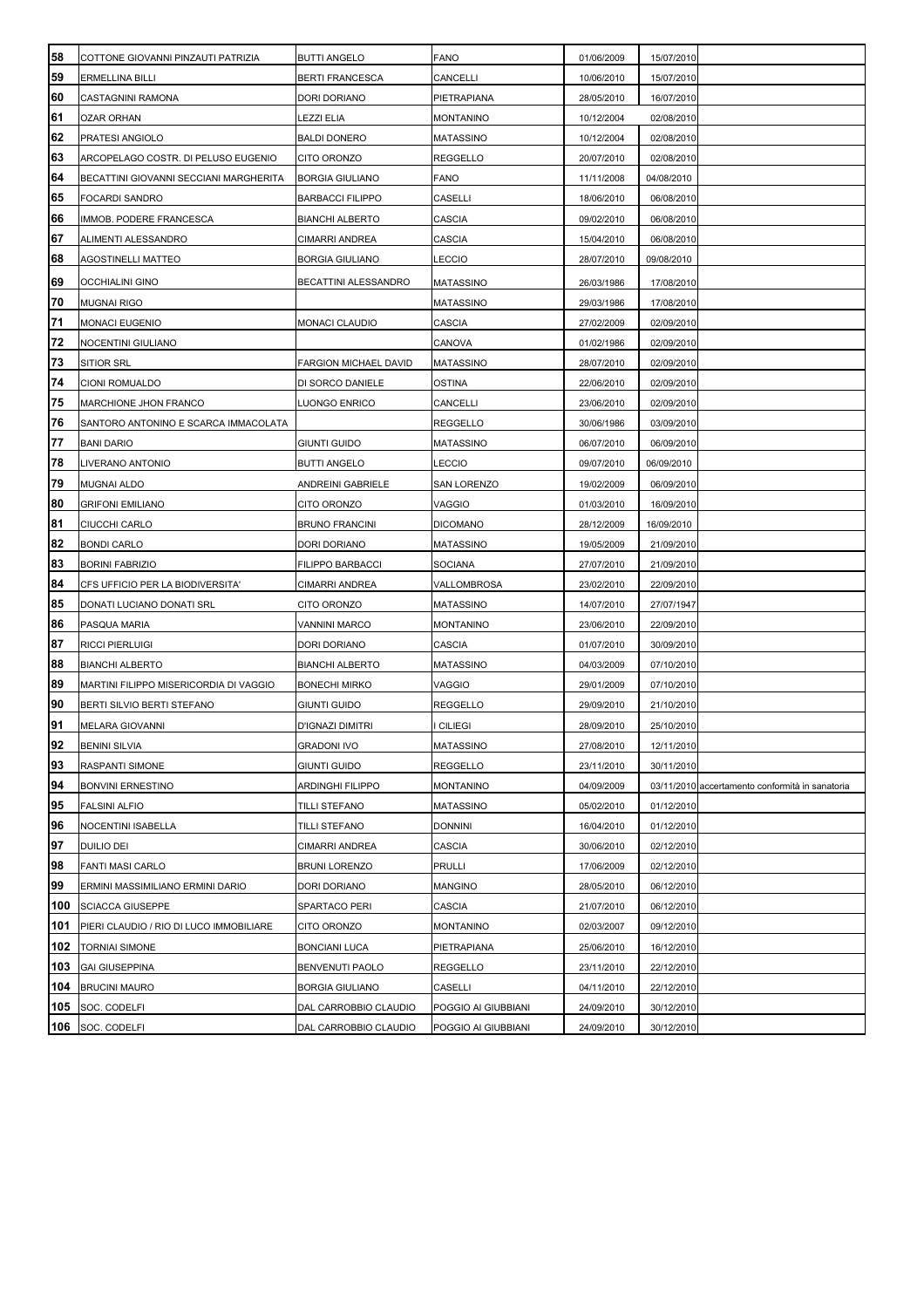| | | | | | | |
|---|---|---|---|---|---|---|
| 58 | COTTONE GIOVANNI PINZAUTI PATRIZIA | BUTTI ANGELO | FANO | 01/06/2009 | 15/07/2010 | |
| 59 | ERMELLINA BILLI | BERTI FRANCESCA | CANCELLI | 10/06/2010 | 15/07/2010 | |
| 60 | CASTAGNINI RAMONA | DORI DORIANO | PIETRAPIANA | 28/05/2010 | 16/07/2010 | |
| 61 | OZAR ORHAN | LEZZI ELIA | MONTANINO | 10/12/2004 | 02/08/2010 | |
| 62 | PRATESI ANGIOLO | BALDI DONERO | MATASSINO | 10/12/2004 | 02/08/2010 | |
| 63 | ARCOPELAGO COSTR. DI PELUSO EUGENIO | CITO ORONZO | REGGELLO | 20/07/2010 | 02/08/2010 | |
| 64 | BECATTINI GIOVANNI SECCIANI MARGHERITA | BORGIA GIULIANO | FANO | 11/11/2008 | 04/08/2010 | |
| 65 | FOCARDI SANDRO | BARBACCI FILIPPO | CASELLI | 18/06/2010 | 06/08/2010 | |
| 66 | IMMOB. PODERE FRANCESCA | BIANCHI ALBERTO | CASCIA | 09/02/2010 | 06/08/2010 | |
| 67 | ALIMENTI ALESSANDRO | CIMARRI ANDREA | CASCIA | 15/04/2010 | 06/08/2010 | |
| 68 | AGOSTINELLI MATTEO | BORGIA GIULIANO | LECCIO | 28/07/2010 | 09/08/2010 | |
| 69 | OCCHIALINI GINO | BECATTINI ALESSANDRO | MATASSINO | 26/03/1986 | 17/08/2010 | |
| 70 | MUGNAI RIGO | | MATASSINO | 29/03/1986 | 17/08/2010 | |
| 71 | MONACI EUGENIO | MONACI CLAUDIO | CASCIA | 27/02/2009 | 02/09/2010 | |
| 72 | NOCENTINI GIULIANO | | CANOVA | 01/02/1986 | 02/09/2010 | |
| 73 | SITIOR SRL | FARGION MICHAEL DAVID | MATASSINO | 28/07/2010 | 02/09/2010 | |
| 74 | CIONI ROMUALDO | DI SORCO DANIELE | OSTINA | 22/06/2010 | 02/09/2010 | |
| 75 | MARCHIONE JHON FRANCO | LUONGO ENRICO | CANCELLI | 23/06/2010 | 02/09/2010 | |
| 76 | SANTORO ANTONINO E SCARCA IMMACOLATA | | REGGELLO | 30/06/1986 | 03/09/2010 | |
| 77 | BANI DARIO | GIUNTI GUIDO | MATASSINO | 06/07/2010 | 06/09/2010 | |
| 78 | LIVERANO ANTONIO | BUTTI ANGELO | LECCIO | 09/07/2010 | 06/09/2010 | |
| 79 | MUGNAI ALDO | ANDREINI GABRIELE | SAN LORENZO | 19/02/2009 | 06/09/2010 | |
| 80 | GRIFONI EMILIANO | CITO ORONZO | VAGGIO | 01/03/2010 | 16/09/2010 | |
| 81 | CIUCCHI CARLO | BRUNO FRANCINI | DICOMANO | 28/12/2009 | 16/09/2010 | |
| 82 | BONDI CARLO | DORI DORIANO | MATASSINO | 19/05/2009 | 21/09/2010 | |
| 83 | BORINI FABRIZIO | FILIPPO BARBACCI | SOCIANA | 27/07/2010 | 21/09/2010 | |
| 84 | CFS UFFICIO PER LA BIODIVERSITA' | CIMARRI ANDREA | VALLOMBROSA | 23/02/2010 | 22/09/2010 | |
| 85 | DONATI LUCIANO DONATI SRL | CITO ORONZO | MATASSINO | 14/07/2010 | 27/07/1947 | |
| 86 | PASQUA MARIA | VANNINI MARCO | MONTANINO | 23/06/2010 | 22/09/2010 | |
| 87 | RICCI PIERLUIGI | DORI DORIANO | CASCIA | 01/07/2010 | 30/09/2010 | |
| 88 | BIANCHI ALBERTO | BIANCHI ALBERTO | MATASSINO | 04/03/2009 | 07/10/2010 | |
| 89 | MARTINI FILIPPO MISERICORDIA DI VAGGIO | BONECHI MIRKO | VAGGIO | 29/01/2009 | 07/10/2010 | |
| 90 | BERTI SILVIO BERTI STEFANO | GIUNTI GUIDO | REGGELLO | 29/09/2010 | 21/10/2010 | |
| 91 | MELARA GIOVANNI | D'IGNAZI DIMITRI | I CILIEGI | 28/09/2010 | 25/10/2010 | |
| 92 | BENINI SILVIA | GRADONI IVO | MATASSINO | 27/08/2010 | 12/11/2010 | |
| 93 | RASPANTI SIMONE | GIUNTI GUIDO | REGGELLO | 23/11/2010 | 30/11/2010 | |
| 94 | BONVINI ERNESTINO | ARDINGHI FILIPPO | MONTANINO | 04/09/2009 | 03/11/2010 | accertamento conformità in sanatoria |
| 95 | FALSINI ALFIO | TILLI STEFANO | MATASSINO | 05/02/2010 | 01/12/2010 | |
| 96 | NOCENTINI ISABELLA | TILLI STEFANO | DONNINI | 16/04/2010 | 01/12/2010 | |
| 97 | DUILIO DEI | CIMARRI ANDREA | CASCIA | 30/06/2010 | 02/12/2010 | |
| 98 | FANTI MASI CARLO | BRUNI LORENZO | PRULLI | 17/06/2009 | 02/12/2010 | |
| 99 | ERMINI MASSIMILIANO ERMINI DARIO | DORI DORIANO | MANGINO | 28/05/2010 | 06/12/2010 | |
| 100 | SCIACCA GIUSEPPE | SPARTACO PERI | CASCIA | 21/07/2010 | 06/12/2010 | |
| 101 | PIERI CLAUDIO / RIO DI LUCO IMMOBILIARE | CITO ORONZO | MONTANINO | 02/03/2007 | 09/12/2010 | |
| 102 | TORNIAI SIMONE | BONCIANI LUCA | PIETRAPIANA | 25/06/2010 | 16/12/2010 | |
| 103 | GAI GIUSEPPINA | BENVENUTI PAOLO | REGGELLO | 23/11/2010 | 22/12/2010 | |
| 104 | BRUCINI MAURO | BORGIA GIULIANO | CASELLI | 04/11/2010 | 22/12/2010 | |
| 105 | SOC. CODELFI | DAL CARROBBIO CLAUDIO | POGGIO AI GIUBBIANI | 24/09/2010 | 30/12/2010 | |
| 106 | SOC. CODELFI | DAL CARROBBIO CLAUDIO | POGGIO AI GIUBBIANI | 24/09/2010 | 30/12/2010 | |